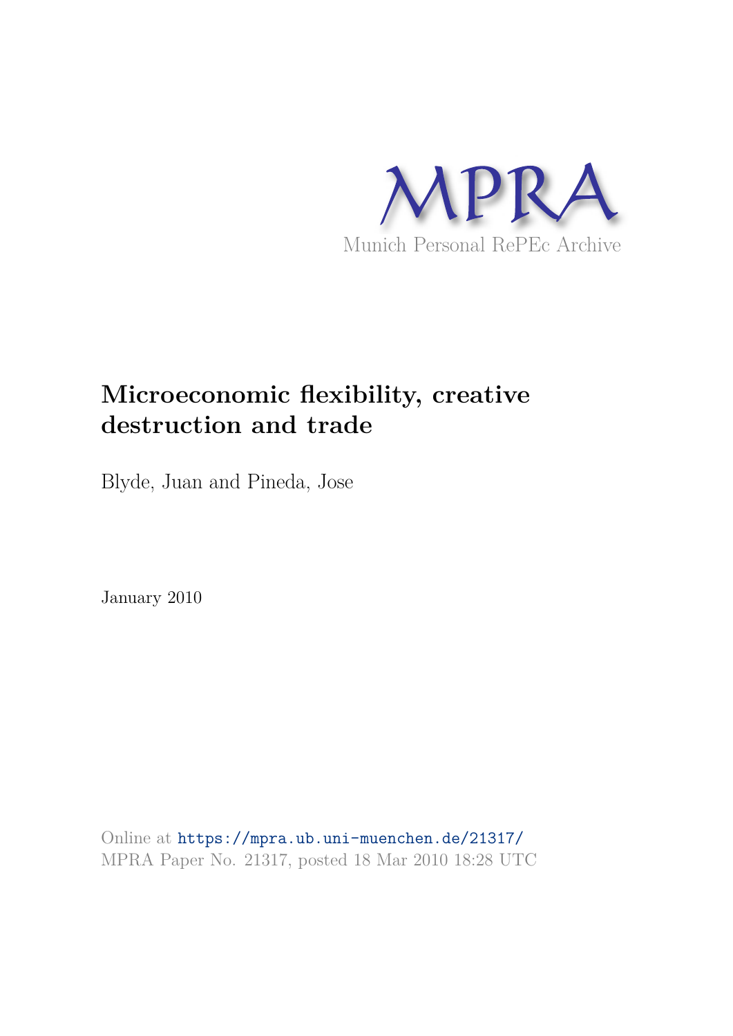MPRA

Munich Personal RePEc Archive

# Microeconomic flexibility, creative destruction and trade

Blyde, Juan and Pineda, Jose

January 2010

Online at https://mpra.ub.uni-muenchen.de/21317/
MPRA Paper No. 21317, posted 18 Mar 2010 18:28 UTC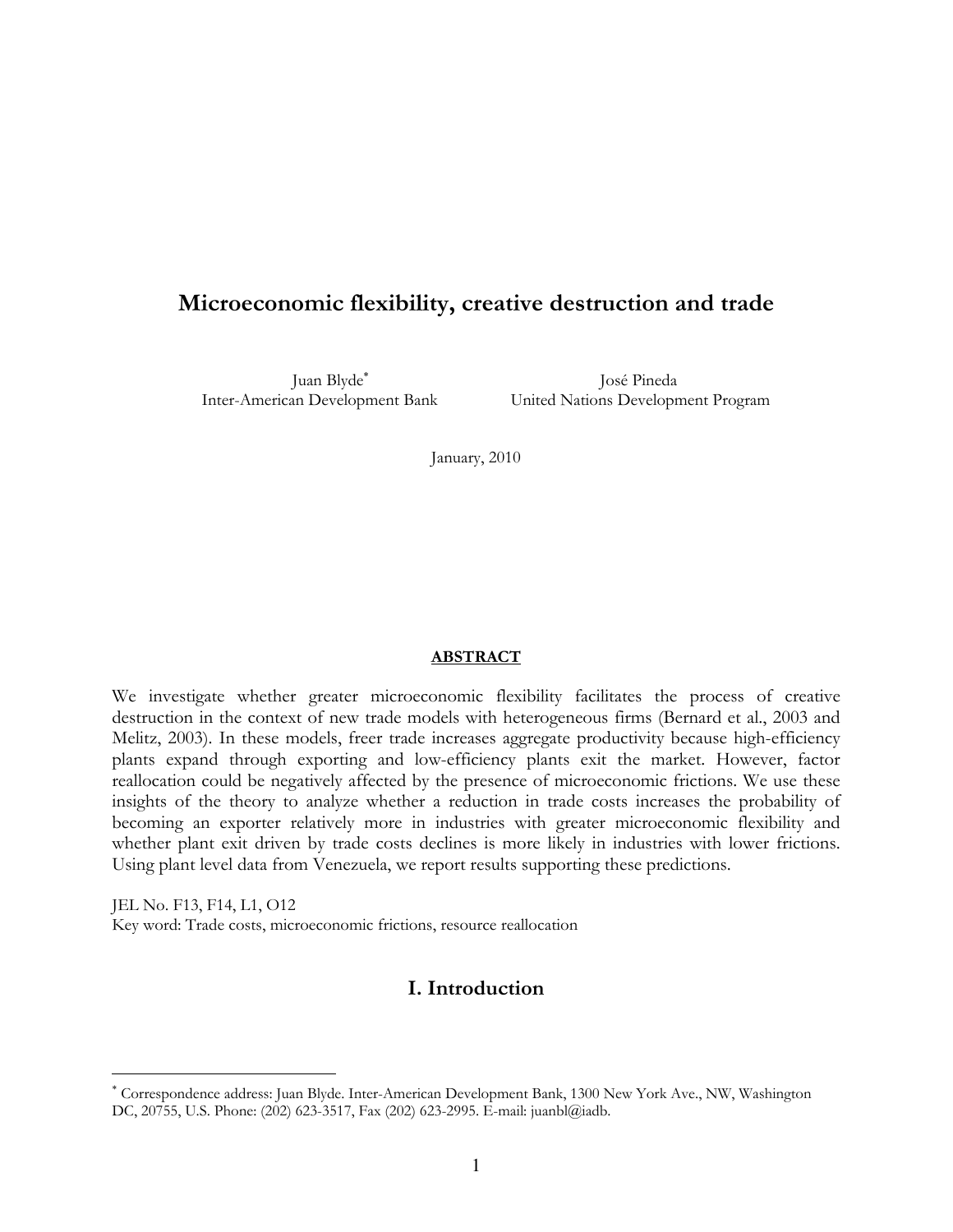# Microeconomic flexibility, creative destruction and trade

Juan Blyde[*]
Inter-American Development Bank

José Pineda
United Nations Development Program

January, 2010

**ABSTRACT**

We investigate whether greater microeconomic flexibility facilitates the process of creative destruction in the context of new trade models with heterogeneous firms (Bernard et al., 2003 and Melitz, 2003). In these models, freer trade increases aggregate productivity because high-efficiency plants expand through exporting and low-efficiency plants exit the market. However, factor reallocation could be negatively affected by the presence of microeconomic frictions. We use these insights of the theory to analyze whether a reduction in trade costs increases the probability of becoming an exporter relatively more in industries with greater microeconomic flexibility and whether plant exit driven by trade costs declines is more likely in industries with lower frictions. Using plant level data from Venezuela, we report results supporting these predictions.

JEL No. F13, F14, L1, O12
Key word: Trade costs, microeconomic frictions, resource reallocation

## I. Introduction

[*] Correspondence address: Juan Blyde. Inter-American Development Bank, 1300 New York Ave., NW, Washington DC, 20755, U.S. Phone: (202) 623-3517, Fax (202) 623-2995. E-mail: juanbl@iadb.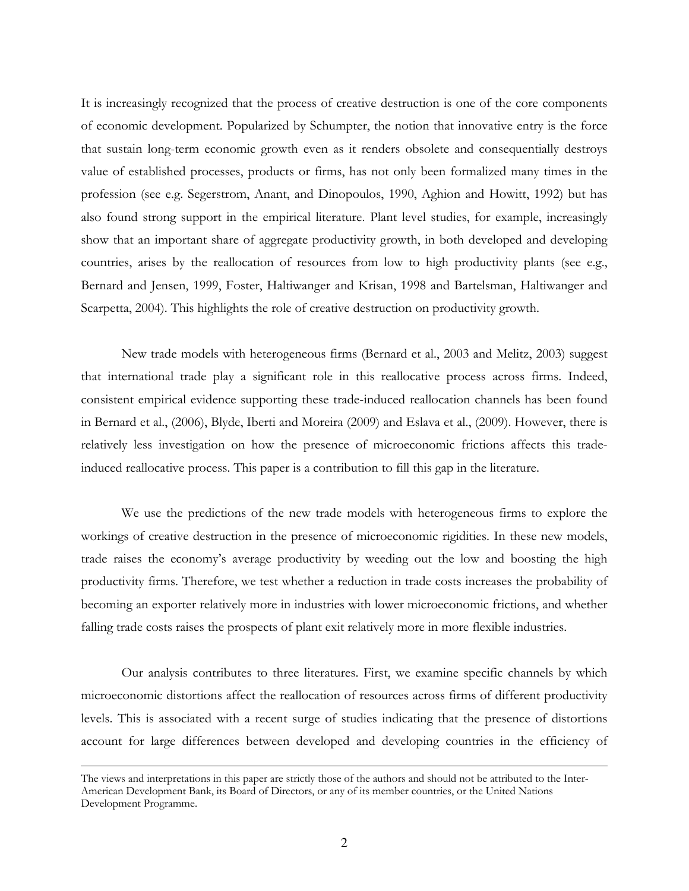It is increasingly recognized that the process of creative destruction is one of the core components of economic development. Popularized by Schumpter, the notion that innovative entry is the force that sustain long-term economic growth even as it renders obsolete and consequentially destroys value of established processes, products or firms, has not only been formalized many times in the profession (see e.g. Segerstrom, Anant, and Dinopoulos, 1990, Aghion and Howitt, 1992) but has also found strong support in the empirical literature. Plant level studies, for example, increasingly show that an important share of aggregate productivity growth, in both developed and developing countries, arises by the reallocation of resources from low to high productivity plants (see e.g., Bernard and Jensen, 1999, Foster, Haltiwanger and Krisan, 1998 and Bartelsman, Haltiwanger and Scarpetta, 2004). This highlights the role of creative destruction on productivity growth.

New trade models with heterogeneous firms (Bernard et al., 2003 and Melitz, 2003) suggest that international trade play a significant role in this reallocative process across firms. Indeed, consistent empirical evidence supporting these trade-induced reallocation channels has been found in Bernard et al., (2006), Blyde, Iberti and Moreira (2009) and Eslava et al., (2009). However, there is relatively less investigation on how the presence of microeconomic frictions affects this trade-induced reallocative process. This paper is a contribution to fill this gap in the literature.

We use the predictions of the new trade models with heterogeneous firms to explore the workings of creative destruction in the presence of microeconomic rigidities. In these new models, trade raises the economy's average productivity by weeding out the low and boosting the high productivity firms. Therefore, we test whether a reduction in trade costs increases the probability of becoming an exporter relatively more in industries with lower microeconomic frictions, and whether falling trade costs raises the prospects of plant exit relatively more in more flexible industries.

Our analysis contributes to three literatures. First, we examine specific channels by which microeconomic distortions affect the reallocation of resources across firms of different productivity levels. This is associated with a recent surge of studies indicating that the presence of distortions account for large differences between developed and developing countries in the efficiency of

---

The views and interpretations in this paper are strictly those of the authors and should not be attributed to the Inter-American Development Bank, its Board of Directors, or any of its member countries, or the United Nations Development Programme.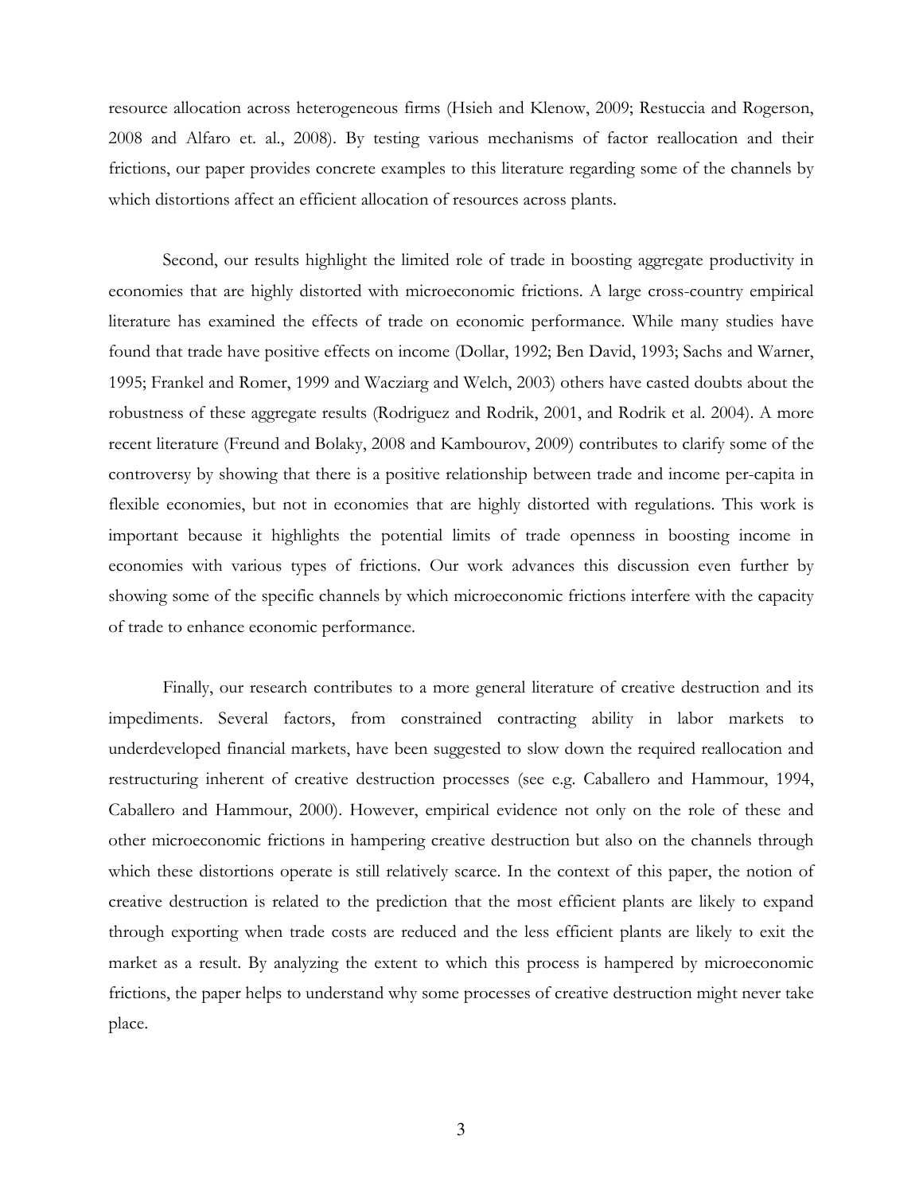resource allocation across heterogeneous firms (Hsieh and Klenow, 2009; Restuccia and Rogerson, 2008 and Alfaro et. al., 2008). By testing various mechanisms of factor reallocation and their frictions, our paper provides concrete examples to this literature regarding some of the channels by which distortions affect an efficient allocation of resources across plants.

Second, our results highlight the limited role of trade in boosting aggregate productivity in economies that are highly distorted with microeconomic frictions. A large cross-country empirical literature has examined the effects of trade on economic performance. While many studies have found that trade have positive effects on income (Dollar, 1992; Ben David, 1993; Sachs and Warner, 1995; Frankel and Romer, 1999 and Wacziarg and Welch, 2003) others have casted doubts about the robustness of these aggregate results (Rodriguez and Rodrik, 2001, and Rodrik et al. 2004). A more recent literature (Freund and Bolaky, 2008 and Kambourov, 2009) contributes to clarify some of the controversy by showing that there is a positive relationship between trade and income per-capita in flexible economies, but not in economies that are highly distorted with regulations. This work is important because it highlights the potential limits of trade openness in boosting income in economies with various types of frictions. Our work advances this discussion even further by showing some of the specific channels by which microeconomic frictions interfere with the capacity of trade to enhance economic performance.

Finally, our research contributes to a more general literature of creative destruction and its impediments. Several factors, from constrained contracting ability in labor markets to underdeveloped financial markets, have been suggested to slow down the required reallocation and restructuring inherent of creative destruction processes (see e.g. Caballero and Hammour, 1994, Caballero and Hammour, 2000). However, empirical evidence not only on the role of these and other microeconomic frictions in hampering creative destruction but also on the channels through which these distortions operate is still relatively scarce. In the context of this paper, the notion of creative destruction is related to the prediction that the most efficient plants are likely to expand through exporting when trade costs are reduced and the less efficient plants are likely to exit the market as a result. By analyzing the extent to which this process is hampered by microeconomic frictions, the paper helps to understand why some processes of creative destruction might never take place.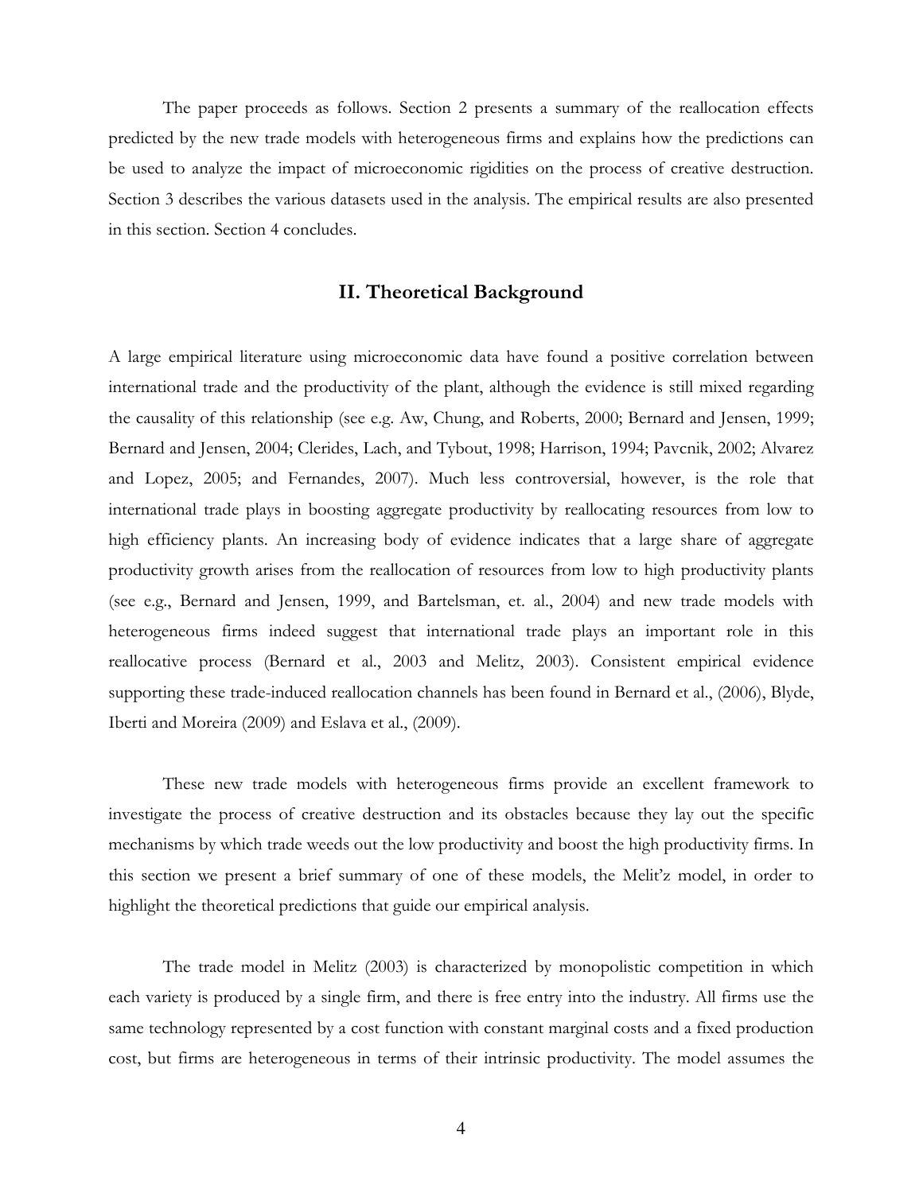The paper proceeds as follows. Section 2 presents a summary of the reallocation effects predicted by the new trade models with heterogeneous firms and explains how the predictions can be used to analyze the impact of microeconomic rigidities on the process of creative destruction. Section 3 describes the various datasets used in the analysis. The empirical results are also presented in this section. Section 4 concludes.

## II. Theoretical Background

A large empirical literature using microeconomic data have found a positive correlation between international trade and the productivity of the plant, although the evidence is still mixed regarding the causality of this relationship (see e.g. Aw, Chung, and Roberts, 2000; Bernard and Jensen, 1999; Bernard and Jensen, 2004; Clerides, Lach, and Tybout, 1998; Harrison, 1994; Pavcnik, 2002; Alvarez and Lopez, 2005; and Fernandes, 2007). Much less controversial, however, is the role that international trade plays in boosting aggregate productivity by reallocating resources from low to high efficiency plants. An increasing body of evidence indicates that a large share of aggregate productivity growth arises from the reallocation of resources from low to high productivity plants (see e.g., Bernard and Jensen, 1999, and Bartelsman, et. al., 2004) and new trade models with heterogeneous firms indeed suggest that international trade plays an important role in this reallocative process (Bernard et al., 2003 and Melitz, 2003). Consistent empirical evidence supporting these trade-induced reallocation channels has been found in Bernard et al., (2006), Blyde, Iberti and Moreira (2009) and Eslava et al., (2009).

These new trade models with heterogeneous firms provide an excellent framework to investigate the process of creative destruction and its obstacles because they lay out the specific mechanisms by which trade weeds out the low productivity and boost the high productivity firms. In this section we present a brief summary of one of these models, the Melit'z model, in order to highlight the theoretical predictions that guide our empirical analysis.

The trade model in Melitz (2003) is characterized by monopolistic competition in which each variety is produced by a single firm, and there is free entry into the industry. All firms use the same technology represented by a cost function with constant marginal costs and a fixed production cost, but firms are heterogeneous in terms of their intrinsic productivity. The model assumes the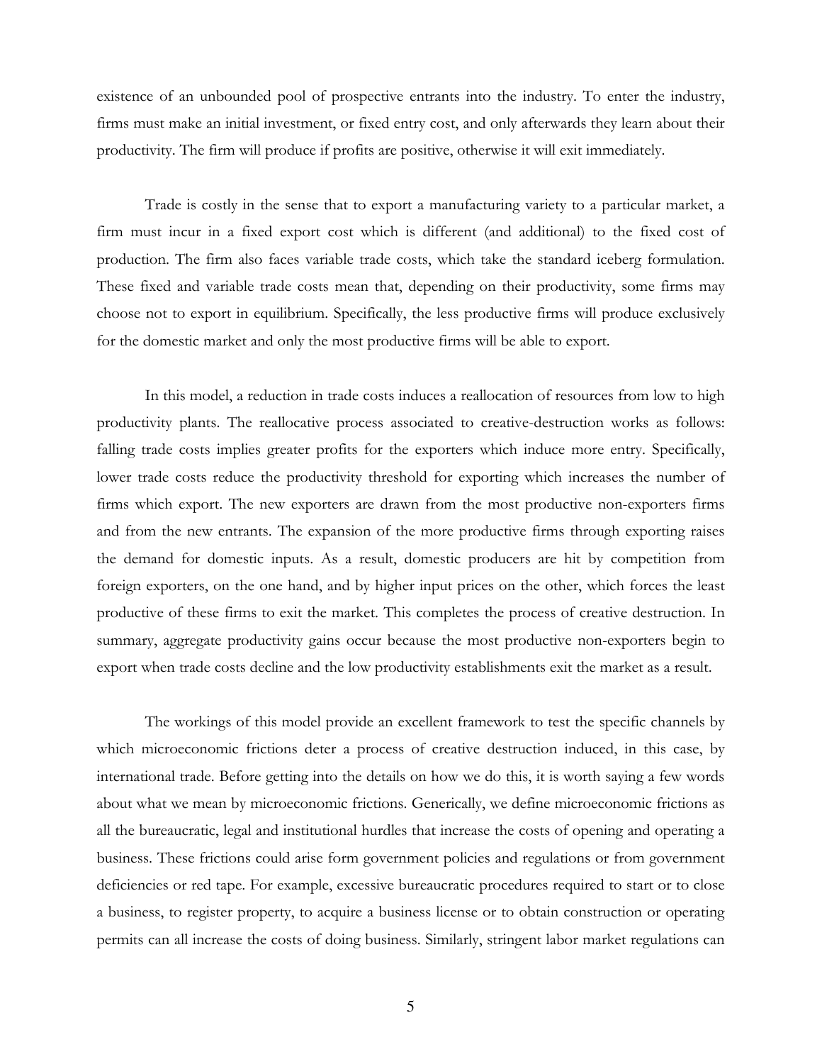existence of an unbounded pool of prospective entrants into the industry. To enter the industry, firms must make an initial investment, or fixed entry cost, and only afterwards they learn about their productivity. The firm will produce if profits are positive, otherwise it will exit immediately.

Trade is costly in the sense that to export a manufacturing variety to a particular market, a firm must incur in a fixed export cost which is different (and additional) to the fixed cost of production. The firm also faces variable trade costs, which take the standard iceberg formulation. These fixed and variable trade costs mean that, depending on their productivity, some firms may choose not to export in equilibrium. Specifically, the less productive firms will produce exclusively for the domestic market and only the most productive firms will be able to export.

In this model, a reduction in trade costs induces a reallocation of resources from low to high productivity plants. The reallocative process associated to creative-destruction works as follows: falling trade costs implies greater profits for the exporters which induce more entry. Specifically, lower trade costs reduce the productivity threshold for exporting which increases the number of firms which export. The new exporters are drawn from the most productive non-exporters firms and from the new entrants. The expansion of the more productive firms through exporting raises the demand for domestic inputs. As a result, domestic producers are hit by competition from foreign exporters, on the one hand, and by higher input prices on the other, which forces the least productive of these firms to exit the market. This completes the process of creative destruction. In summary, aggregate productivity gains occur because the most productive non-exporters begin to export when trade costs decline and the low productivity establishments exit the market as a result.

The workings of this model provide an excellent framework to test the specific channels by which microeconomic frictions deter a process of creative destruction induced, in this case, by international trade. Before getting into the details on how we do this, it is worth saying a few words about what we mean by microeconomic frictions. Generically, we define microeconomic frictions as all the bureaucratic, legal and institutional hurdles that increase the costs of opening and operating a business. These frictions could arise form government policies and regulations or from government deficiencies or red tape. For example, excessive bureaucratic procedures required to start or to close a business, to register property, to acquire a business license or to obtain construction or operating permits can all increase the costs of doing business. Similarly, stringent labor market regulations can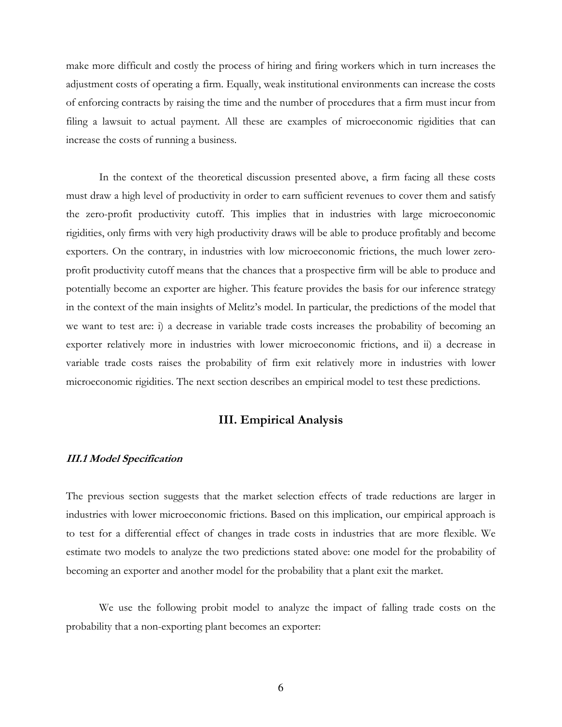make more difficult and costly the process of hiring and firing workers which in turn increases the adjustment costs of operating a firm. Equally, weak institutional environments can increase the costs of enforcing contracts by raising the time and the number of procedures that a firm must incur from filing a lawsuit to actual payment. All these are examples of microeconomic rigidities that can increase the costs of running a business.

In the context of the theoretical discussion presented above, a firm facing all these costs must draw a high level of productivity in order to earn sufficient revenues to cover them and satisfy the zero-profit productivity cutoff. This implies that in industries with large microeconomic rigidities, only firms with very high productivity draws will be able to produce profitably and become exporters. On the contrary, in industries with low microeconomic frictions, the much lower zero-profit productivity cutoff means that the chances that a prospective firm will be able to produce and potentially become an exporter are higher. This feature provides the basis for our inference strategy in the context of the main insights of Melitz's model. In particular, the predictions of the model that we want to test are: i) a decrease in variable trade costs increases the probability of becoming an exporter relatively more in industries with lower microeconomic frictions, and ii) a decrease in variable trade costs raises the probability of firm exit relatively more in industries with lower microeconomic rigidities. The next section describes an empirical model to test these predictions.

## III. Empirical Analysis

### *III.1 Model Specification*

The previous section suggests that the market selection effects of trade reductions are larger in industries with lower microeconomic frictions. Based on this implication, our empirical approach is to test for a differential effect of changes in trade costs in industries that are more flexible. We estimate two models to analyze the two predictions stated above: one model for the probability of becoming an exporter and another model for the probability that a plant exit the market.

We use the following probit model to analyze the impact of falling trade costs on the probability that a non-exporting plant becomes an exporter: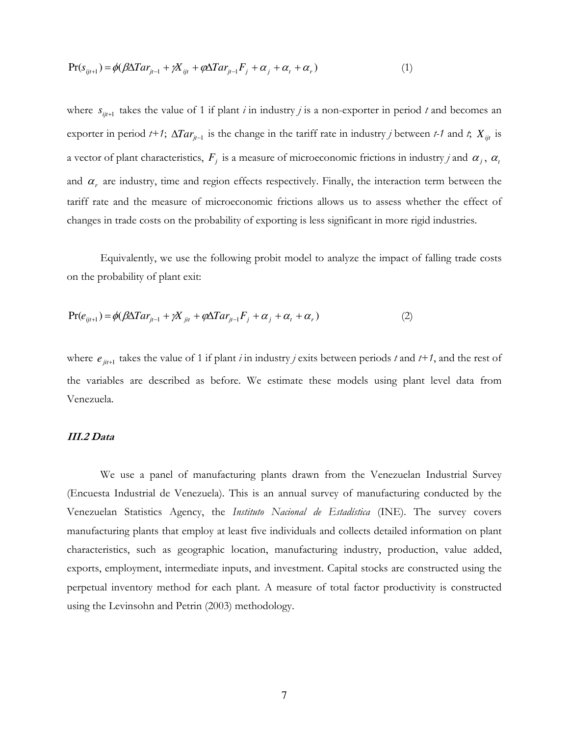$$\Pr(s_{ijt+1}) = \phi(\beta \Delta Tar_{jt-1} + \gamma X_{ijt} + \varphi \Delta Tar_{jt-1} F_j + \alpha_j + \alpha_t + \alpha_r) \tag{1}$$

where $s_{ijt+1}$ takes the value of 1 if plant *i* in industry *j* is a non-exporter in period *t* and becomes an exporter in period *t+1*; $\Delta Tar_{jt-1}$ is the change in the tariff rate in industry *j* between *t-1* and *t*; $X_{ijt}$ is a vector of plant characteristics, $F_j$ is a measure of microeconomic frictions in industry *j* and $\alpha_j$, $\alpha_t$ and $\alpha_r$ are industry, time and region effects respectively. Finally, the interaction term between the tariff rate and the measure of microeconomic frictions allows us to assess whether the effect of changes in trade costs on the probability of exporting is less significant in more rigid industries.

Equivalently, we use the following probit model to analyze the impact of falling trade costs on the probability of plant exit:

$$\Pr(e_{ijt+1}) = \phi(\beta \Delta Tar_{jt-1} + \gamma X_{jit} + \varphi \Delta Tar_{jt-1} F_j + \alpha_j + \alpha_t + \alpha_r) \tag{2}$$

where $e_{jit+1}$ takes the value of 1 if plant *i* in industry *j* exits between periods *t* and *t+1*, and the rest of the variables are described as before. We estimate these models using plant level data from Venezuela.

### *III.2 Data*

We use a panel of manufacturing plants drawn from the Venezuelan Industrial Survey (Encuesta Industrial de Venezuela). This is an annual survey of manufacturing conducted by the Venezuelan Statistics Agency, the *Instituto Nacional de Estadística* (INE). The survey covers manufacturing plants that employ at least five individuals and collects detailed information on plant characteristics, such as geographic location, manufacturing industry, production, value added, exports, employment, intermediate inputs, and investment. Capital stocks are constructed using the perpetual inventory method for each plant. A measure of total factor productivity is constructed using the Levinsohn and Petrin (2003) methodology.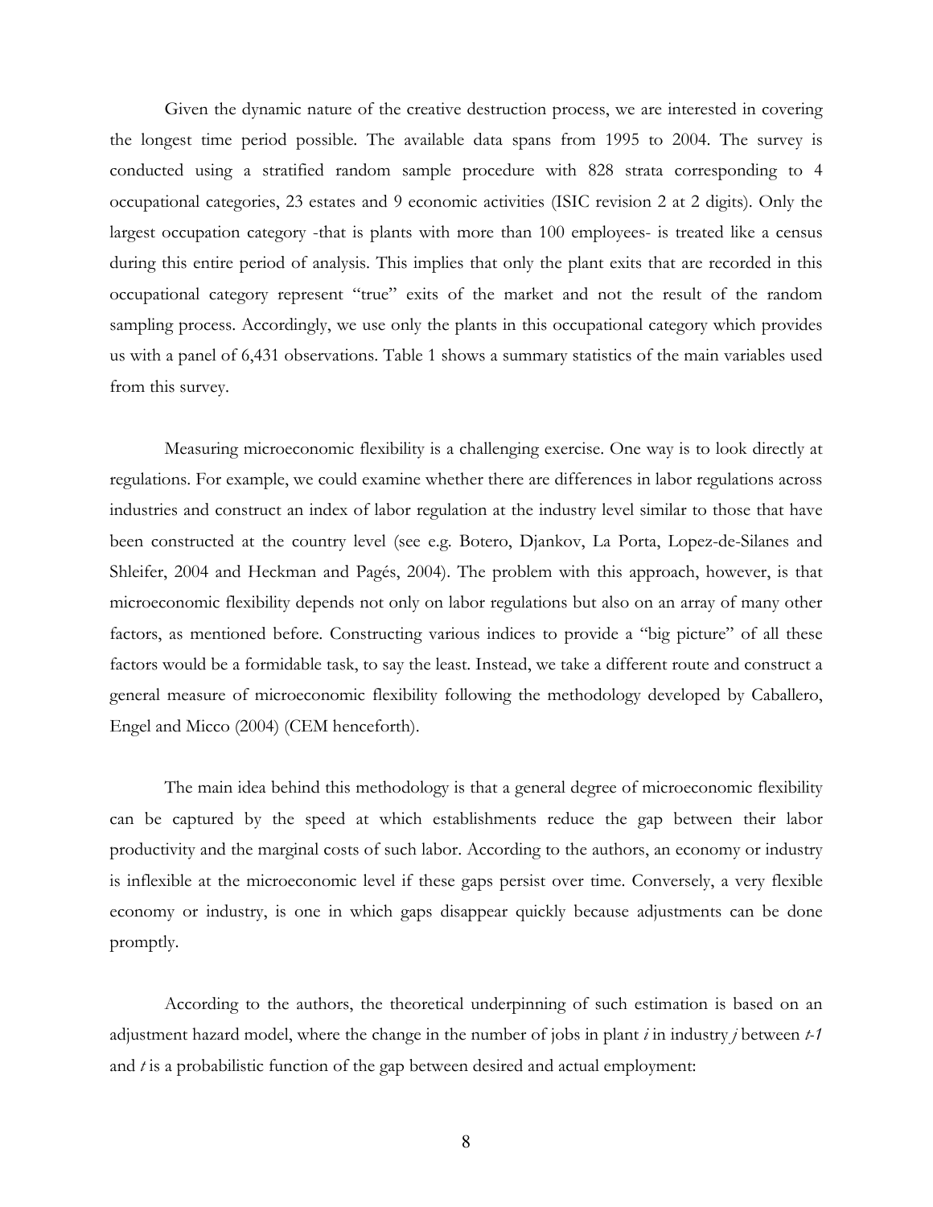Given the dynamic nature of the creative destruction process, we are interested in covering the longest time period possible. The available data spans from 1995 to 2004. The survey is conducted using a stratified random sample procedure with 828 strata corresponding to 4 occupational categories, 23 estates and 9 economic activities (ISIC revision 2 at 2 digits). Only the largest occupation category -that is plants with more than 100 employees- is treated like a census during this entire period of analysis. This implies that only the plant exits that are recorded in this occupational category represent "true" exits of the market and not the result of the random sampling process. Accordingly, we use only the plants in this occupational category which provides us with a panel of 6,431 observations. Table 1 shows a summary statistics of the main variables used from this survey.

Measuring microeconomic flexibility is a challenging exercise. One way is to look directly at regulations. For example, we could examine whether there are differences in labor regulations across industries and construct an index of labor regulation at the industry level similar to those that have been constructed at the country level (see e.g. Botero, Djankov, La Porta, Lopez-de-Silanes and Shleifer, 2004 and Heckman and Pagés, 2004). The problem with this approach, however, is that microeconomic flexibility depends not only on labor regulations but also on an array of many other factors, as mentioned before. Constructing various indices to provide a "big picture" of all these factors would be a formidable task, to say the least. Instead, we take a different route and construct a general measure of microeconomic flexibility following the methodology developed by Caballero, Engel and Micco (2004) (CEM henceforth).

The main idea behind this methodology is that a general degree of microeconomic flexibility can be captured by the speed at which establishments reduce the gap between their labor productivity and the marginal costs of such labor. According to the authors, an economy or industry is inflexible at the microeconomic level if these gaps persist over time. Conversely, a very flexible economy or industry, is one in which gaps disappear quickly because adjustments can be done promptly.

According to the authors, the theoretical underpinning of such estimation is based on an adjustment hazard model, where the change in the number of jobs in plant $i$ in industry $j$ between $t$-$1$ and $t$ is a probabilistic function of the gap between desired and actual employment: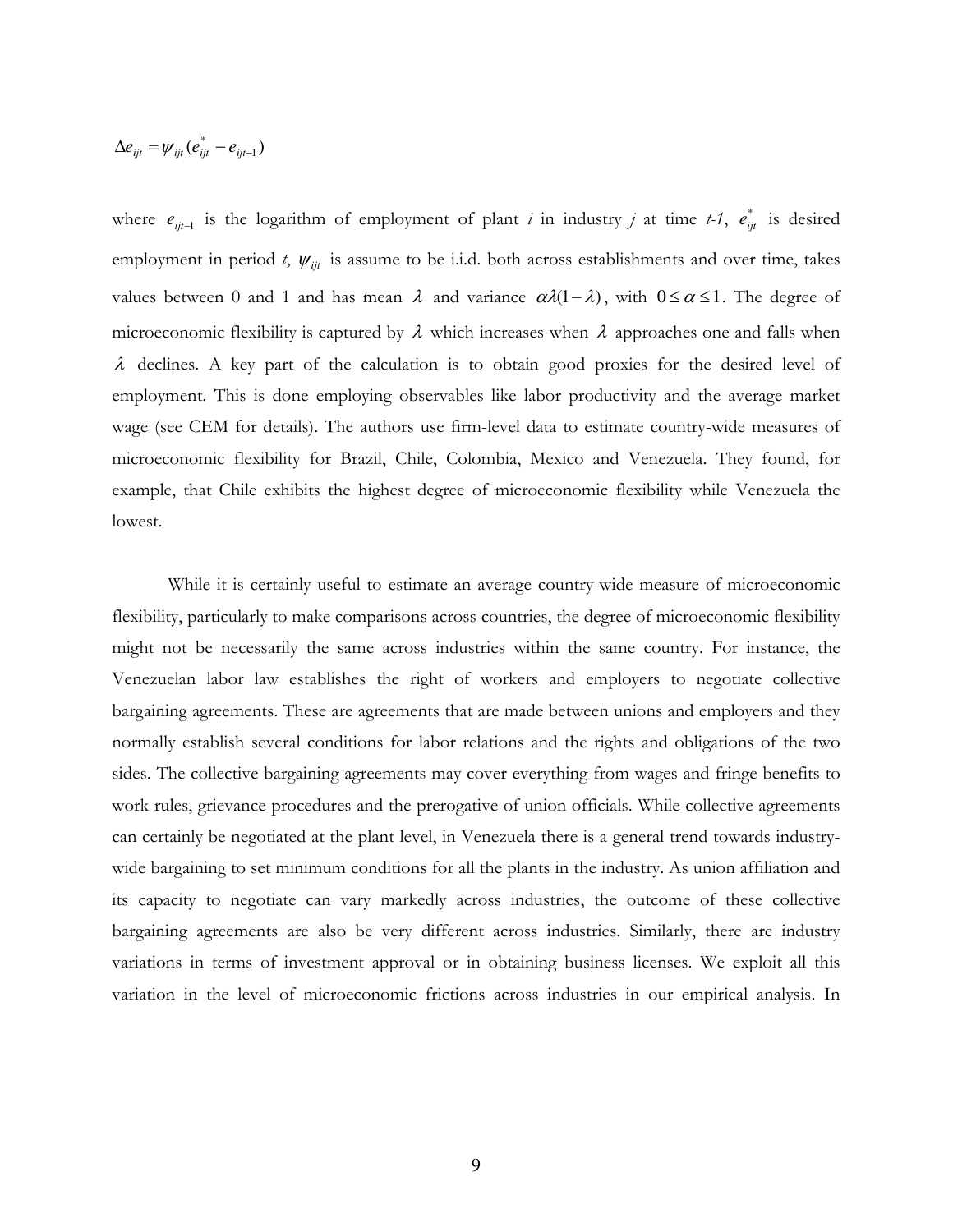$$\Delta e_{ijt} = \psi_{ijt}(e^{*}_{ijt} - e_{ijt-1})$$

where $e_{ijt-1}$ is the logarithm of employment of plant *i* in industry *j* at time *t-1*, $e^{*}_{ijt}$ is desired employment in period *t*, $\psi_{ijt}$ is assume to be i.i.d. both across establishments and over time, takes values between 0 and 1 and has mean $\lambda$ and variance $\alpha\lambda(1-\lambda)$, with $0 \leq \alpha \leq 1$. The degree of microeconomic flexibility is captured by $\lambda$ which increases when $\lambda$ approaches one and falls when $\lambda$ declines. A key part of the calculation is to obtain good proxies for the desired level of employment. This is done employing observables like labor productivity and the average market wage (see CEM for details). The authors use firm-level data to estimate country-wide measures of microeconomic flexibility for Brazil, Chile, Colombia, Mexico and Venezuela. They found, for example, that Chile exhibits the highest degree of microeconomic flexibility while Venezuela the lowest.

While it is certainly useful to estimate an average country-wide measure of microeconomic flexibility, particularly to make comparisons across countries, the degree of microeconomic flexibility might not be necessarily the same across industries within the same country. For instance, the Venezuelan labor law establishes the right of workers and employers to negotiate collective bargaining agreements. These are agreements that are made between unions and employers and they normally establish several conditions for labor relations and the rights and obligations of the two sides. The collective bargaining agreements may cover everything from wages and fringe benefits to work rules, grievance procedures and the prerogative of union officials. While collective agreements can certainly be negotiated at the plant level, in Venezuela there is a general trend towards industry-wide bargaining to set minimum conditions for all the plants in the industry. As union affiliation and its capacity to negotiate can vary markedly across industries, the outcome of these collective bargaining agreements are also be very different across industries. Similarly, there are industry variations in terms of investment approval or in obtaining business licenses. We exploit all this variation in the level of microeconomic frictions across industries in our empirical analysis. In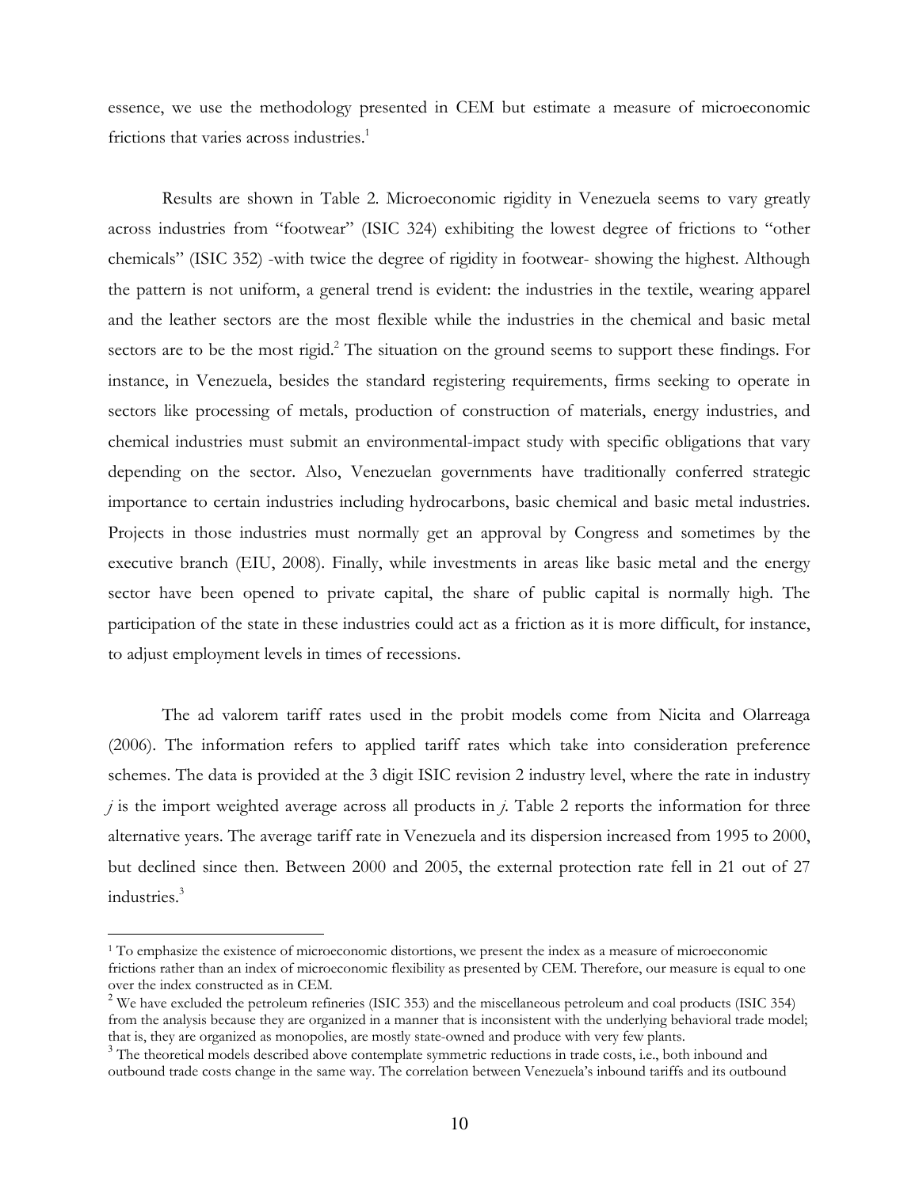essence, we use the methodology presented in CEM but estimate a measure of microeconomic frictions that varies across industries.[1]

Results are shown in Table 2. Microeconomic rigidity in Venezuela seems to vary greatly across industries from "footwear" (ISIC 324) exhibiting the lowest degree of frictions to "other chemicals" (ISIC 352) -with twice the degree of rigidity in footwear- showing the highest. Although the pattern is not uniform, a general trend is evident: the industries in the textile, wearing apparel and the leather sectors are the most flexible while the industries in the chemical and basic metal sectors are to be the most rigid.[2] The situation on the ground seems to support these findings. For instance, in Venezuela, besides the standard registering requirements, firms seeking to operate in sectors like processing of metals, production of construction of materials, energy industries, and chemical industries must submit an environmental-impact study with specific obligations that vary depending on the sector. Also, Venezuelan governments have traditionally conferred strategic importance to certain industries including hydrocarbons, basic chemical and basic metal industries. Projects in those industries must normally get an approval by Congress and sometimes by the executive branch (EIU, 2008). Finally, while investments in areas like basic metal and the energy sector have been opened to private capital, the share of public capital is normally high. The participation of the state in these industries could act as a friction as it is more difficult, for instance, to adjust employment levels in times of recessions.

The ad valorem tariff rates used in the probit models come from Nicita and Olarreaga (2006). The information refers to applied tariff rates which take into consideration preference schemes. The data is provided at the 3 digit ISIC revision 2 industry level, where the rate in industry *j* is the import weighted average across all products in *j*. Table 2 reports the information for three alternative years. The average tariff rate in Venezuela and its dispersion increased from 1995 to 2000, but declined since then. Between 2000 and 2005, the external protection rate fell in 21 out of 27 industries.[3]

---

[1] To emphasize the existence of microeconomic distortions, we present the index as a measure of microeconomic frictions rather than an index of microeconomic flexibility as presented by CEM. Therefore, our measure is equal to one over the index constructed as in CEM.

[2] We have excluded the petroleum refineries (ISIC 353) and the miscellaneous petroleum and coal products (ISIC 354) from the analysis because they are organized in a manner that is inconsistent with the underlying behavioral trade model; that is, they are organized as monopolies, are mostly state-owned and produce with very few plants.

[3] The theoretical models described above contemplate symmetric reductions in trade costs, i.e., both inbound and outbound trade costs change in the same way. The correlation between Venezuela's inbound tariffs and its outbound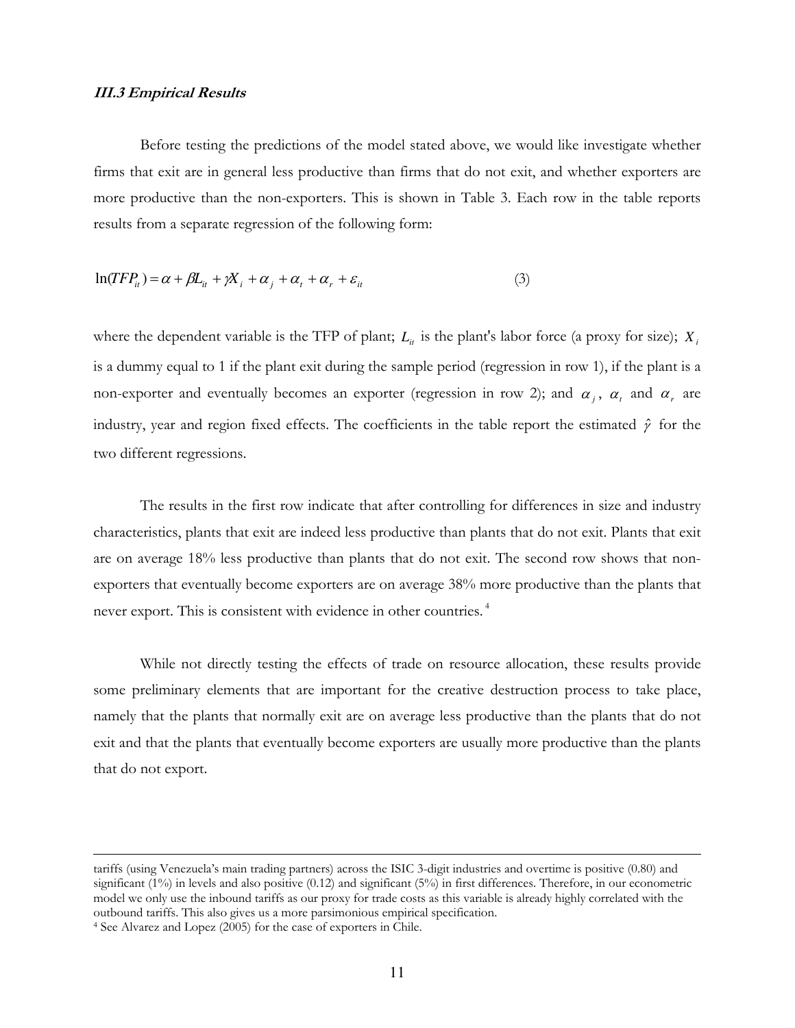### *III.3 Empirical Results*

Before testing the predictions of the model stated above, we would like investigate whether firms that exit are in general less productive than firms that do not exit, and whether exporters are more productive than the non-exporters. This is shown in Table 3. Each row in the table reports results from a separate regression of the following form:

$$\ln(TFP_{it}) = \alpha + \beta L_{it} + \gamma X_i + \alpha_j + \alpha_t + \alpha_r + \varepsilon_{it} \qquad (3)$$

where the dependent variable is the TFP of plant; $L_{it}$ is the plant's labor force (a proxy for size); $X_i$ is a dummy equal to 1 if the plant exit during the sample period (regression in row 1), if the plant is a non-exporter and eventually becomes an exporter (regression in row 2); and $\alpha_j$, $\alpha_t$ and $\alpha_r$ are industry, year and region fixed effects. The coefficients in the table report the estimated $\hat{\gamma}$ for the two different regressions.

The results in the first row indicate that after controlling for differences in size and industry characteristics, plants that exit are indeed less productive than plants that do not exit. Plants that exit are on average 18% less productive than plants that do not exit. The second row shows that non-exporters that eventually become exporters are on average 38% more productive than the plants that never export. This is consistent with evidence in other countries.[4]

While not directly testing the effects of trade on resource allocation, these results provide some preliminary elements that are important for the creative destruction process to take place, namely that the plants that normally exit are on average less productive than the plants that do not exit and that the plants that eventually become exporters are usually more productive than the plants that do not export.

---

tariffs (using Venezuela's main trading partners) across the ISIC 3-digit industries and overtime is positive (0.80) and significant (1%) in levels and also positive (0.12) and significant (5%) in first differences. Therefore, in our econometric model we only use the inbound tariffs as our proxy for trade costs as this variable is already highly correlated with the outbound tariffs. This also gives us a more parsimonious empirical specification.

[4] See Alvarez and Lopez (2005) for the case of exporters in Chile.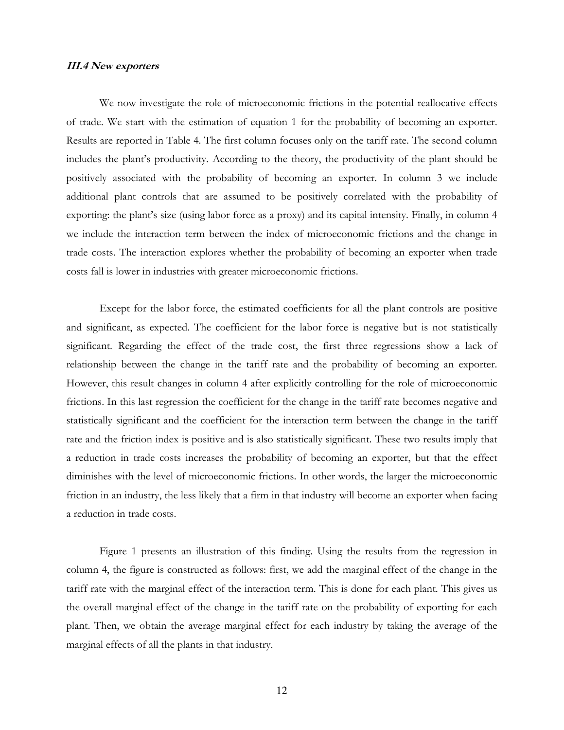### *III.4 New exporters*

We now investigate the role of microeconomic frictions in the potential reallocative effects of trade. We start with the estimation of equation 1 for the probability of becoming an exporter. Results are reported in Table 4. The first column focuses only on the tariff rate. The second column includes the plant's productivity. According to the theory, the productivity of the plant should be positively associated with the probability of becoming an exporter. In column 3 we include additional plant controls that are assumed to be positively correlated with the probability of exporting: the plant's size (using labor force as a proxy) and its capital intensity. Finally, in column 4 we include the interaction term between the index of microeconomic frictions and the change in trade costs. The interaction explores whether the probability of becoming an exporter when trade costs fall is lower in industries with greater microeconomic frictions.

Except for the labor force, the estimated coefficients for all the plant controls are positive and significant, as expected. The coefficient for the labor force is negative but is not statistically significant. Regarding the effect of the trade cost, the first three regressions show a lack of relationship between the change in the tariff rate and the probability of becoming an exporter. However, this result changes in column 4 after explicitly controlling for the role of microeconomic frictions. In this last regression the coefficient for the change in the tariff rate becomes negative and statistically significant and the coefficient for the interaction term between the change in the tariff rate and the friction index is positive and is also statistically significant. These two results imply that a reduction in trade costs increases the probability of becoming an exporter, but that the effect diminishes with the level of microeconomic frictions. In other words, the larger the microeconomic friction in an industry, the less likely that a firm in that industry will become an exporter when facing a reduction in trade costs.

Figure 1 presents an illustration of this finding. Using the results from the regression in column 4, the figure is constructed as follows: first, we add the marginal effect of the change in the tariff rate with the marginal effect of the interaction term. This is done for each plant. This gives us the overall marginal effect of the change in the tariff rate on the probability of exporting for each plant. Then, we obtain the average marginal effect for each industry by taking the average of the marginal effects of all the plants in that industry.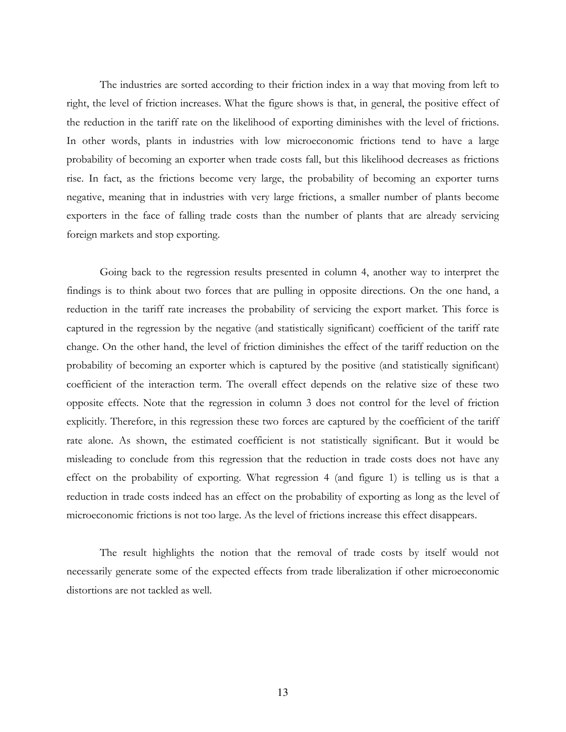The industries are sorted according to their friction index in a way that moving from left to right, the level of friction increases. What the figure shows is that, in general, the positive effect of the reduction in the tariff rate on the likelihood of exporting diminishes with the level of frictions. In other words, plants in industries with low microeconomic frictions tend to have a large probability of becoming an exporter when trade costs fall, but this likelihood decreases as frictions rise. In fact, as the frictions become very large, the probability of becoming an exporter turns negative, meaning that in industries with very large frictions, a smaller number of plants become exporters in the face of falling trade costs than the number of plants that are already servicing foreign markets and stop exporting.

Going back to the regression results presented in column 4, another way to interpret the findings is to think about two forces that are pulling in opposite directions. On the one hand, a reduction in the tariff rate increases the probability of servicing the export market. This force is captured in the regression by the negative (and statistically significant) coefficient of the tariff rate change. On the other hand, the level of friction diminishes the effect of the tariff reduction on the probability of becoming an exporter which is captured by the positive (and statistically significant) coefficient of the interaction term. The overall effect depends on the relative size of these two opposite effects. Note that the regression in column 3 does not control for the level of friction explicitly. Therefore, in this regression these two forces are captured by the coefficient of the tariff rate alone. As shown, the estimated coefficient is not statistically significant. But it would be misleading to conclude from this regression that the reduction in trade costs does not have any effect on the probability of exporting. What regression 4 (and figure 1) is telling us is that a reduction in trade costs indeed has an effect on the probability of exporting as long as the level of microeconomic frictions is not too large. As the level of frictions increase this effect disappears.

The result highlights the notion that the removal of trade costs by itself would not necessarily generate some of the expected effects from trade liberalization if other microeconomic distortions are not tackled as well.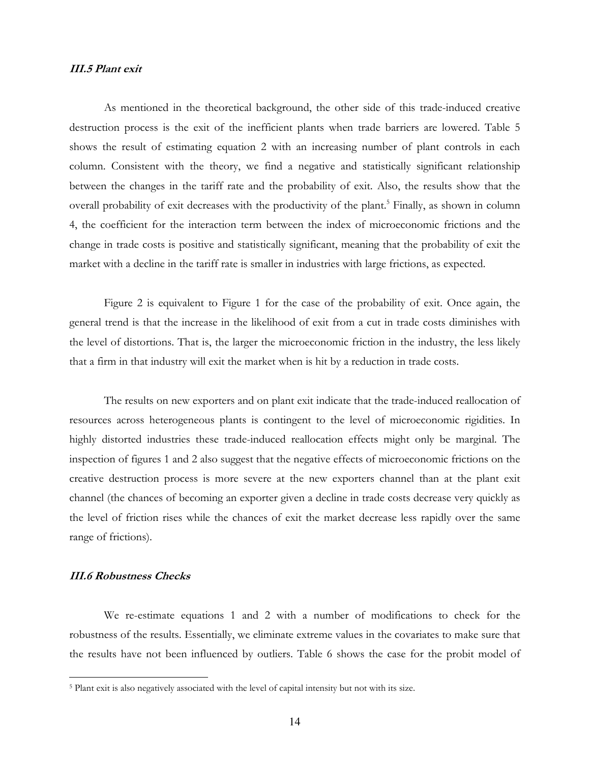### *III.5 Plant exit*

As mentioned in the theoretical background, the other side of this trade-induced creative destruction process is the exit of the inefficient plants when trade barriers are lowered. Table 5 shows the result of estimating equation 2 with an increasing number of plant controls in each column. Consistent with the theory, we find a negative and statistically significant relationship between the changes in the tariff rate and the probability of exit. Also, the results show that the overall probability of exit decreases with the productivity of the plant.[5] Finally, as shown in column 4, the coefficient for the interaction term between the index of microeconomic frictions and the change in trade costs is positive and statistically significant, meaning that the probability of exit the market with a decline in the tariff rate is smaller in industries with large frictions, as expected.

Figure 2 is equivalent to Figure 1 for the case of the probability of exit. Once again, the general trend is that the increase in the likelihood of exit from a cut in trade costs diminishes with the level of distortions. That is, the larger the microeconomic friction in the industry, the less likely that a firm in that industry will exit the market when is hit by a reduction in trade costs.

The results on new exporters and on plant exit indicate that the trade-induced reallocation of resources across heterogeneous plants is contingent to the level of microeconomic rigidities. In highly distorted industries these trade-induced reallocation effects might only be marginal. The inspection of figures 1 and 2 also suggest that the negative effects of microeconomic frictions on the creative destruction process is more severe at the new exporters channel than at the plant exit channel (the chances of becoming an exporter given a decline in trade costs decrease very quickly as the level of friction rises while the chances of exit the market decrease less rapidly over the same range of frictions).

### *III.6 Robustness Checks*

We re-estimate equations 1 and 2 with a number of modifications to check for the robustness of the results. Essentially, we eliminate extreme values in the covariates to make sure that the results have not been influenced by outliers. Table 6 shows the case for the probit model of

---

[5] Plant exit is also negatively associated with the level of capital intensity but not with its size.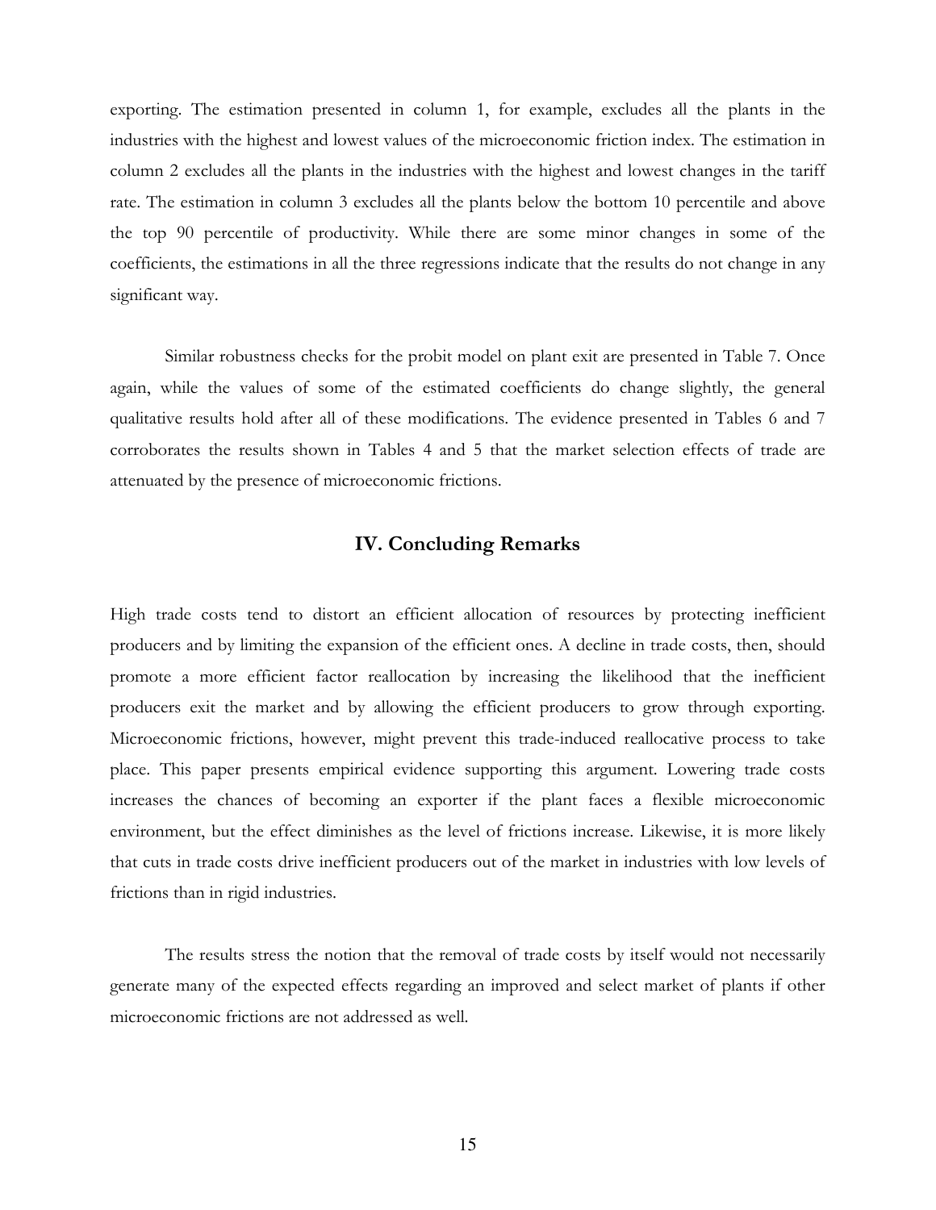exporting. The estimation presented in column 1, for example, excludes all the plants in the industries with the highest and lowest values of the microeconomic friction index. The estimation in column 2 excludes all the plants in the industries with the highest and lowest changes in the tariff rate. The estimation in column 3 excludes all the plants below the bottom 10 percentile and above the top 90 percentile of productivity. While there are some minor changes in some of the coefficients, the estimations in all the three regressions indicate that the results do not change in any significant way.

Similar robustness checks for the probit model on plant exit are presented in Table 7. Once again, while the values of some of the estimated coefficients do change slightly, the general qualitative results hold after all of these modifications. The evidence presented in Tables 6 and 7 corroborates the results shown in Tables 4 and 5 that the market selection effects of trade are attenuated by the presence of microeconomic frictions.

## IV. Concluding Remarks

High trade costs tend to distort an efficient allocation of resources by protecting inefficient producers and by limiting the expansion of the efficient ones. A decline in trade costs, then, should promote a more efficient factor reallocation by increasing the likelihood that the inefficient producers exit the market and by allowing the efficient producers to grow through exporting. Microeconomic frictions, however, might prevent this trade-induced reallocative process to take place. This paper presents empirical evidence supporting this argument. Lowering trade costs increases the chances of becoming an exporter if the plant faces a flexible microeconomic environment, but the effect diminishes as the level of frictions increase. Likewise, it is more likely that cuts in trade costs drive inefficient producers out of the market in industries with low levels of frictions than in rigid industries.

The results stress the notion that the removal of trade costs by itself would not necessarily generate many of the expected effects regarding an improved and select market of plants if other microeconomic frictions are not addressed as well.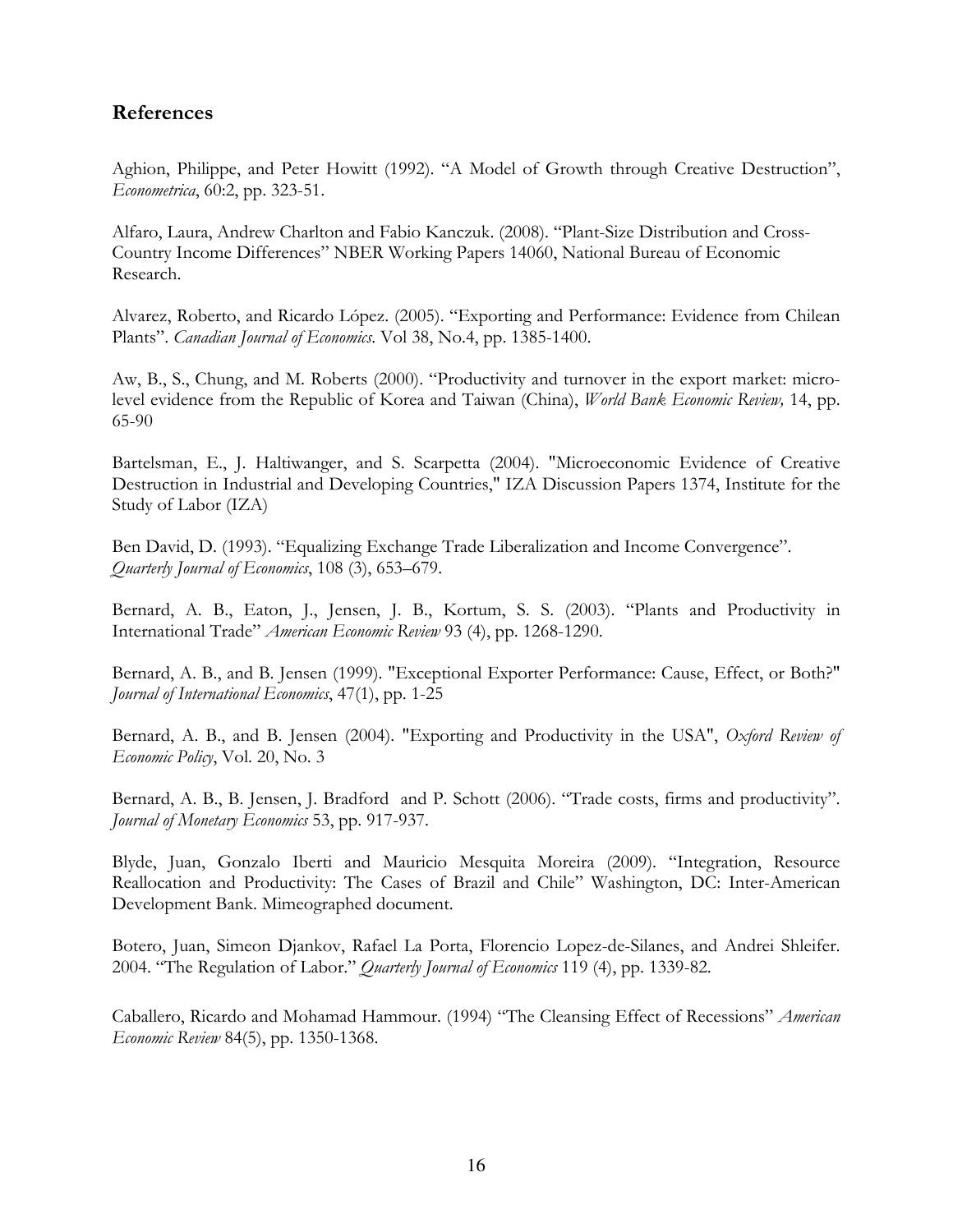## References

Aghion, Philippe, and Peter Howitt (1992). "A Model of Growth through Creative Destruction", *Econometrica*, 60:2, pp. 323-51.

Alfaro, Laura, Andrew Charlton and Fabio Kanczuk. (2008). "Plant-Size Distribution and Cross-Country Income Differences" NBER Working Papers 14060, National Bureau of Economic Research.

Alvarez, Roberto, and Ricardo López. (2005). "Exporting and Performance: Evidence from Chilean Plants". *Canadian Journal of Economics*. Vol 38, No.4, pp. 1385-1400.

Aw, B., S., Chung, and M. Roberts (2000). "Productivity and turnover in the export market: micro-level evidence from the Republic of Korea and Taiwan (China), *World Bank Economic Review,* 14, pp. 65-90

Bartelsman, E., J. Haltiwanger, and S. Scarpetta (2004). "Microeconomic Evidence of Creative Destruction in Industrial and Developing Countries," IZA Discussion Papers 1374, Institute for the Study of Labor (IZA)

Ben David, D. (1993). "Equalizing Exchange Trade Liberalization and Income Convergence". *Quarterly Journal of Economics*, 108 (3), 653–679.

Bernard, A. B., Eaton, J., Jensen, J. B., Kortum, S. S. (2003). "Plants and Productivity in International Trade" *American Economic Review* 93 (4), pp. 1268-1290.

Bernard, A. B., and B. Jensen (1999). "Exceptional Exporter Performance: Cause, Effect, or Both?" *Journal of International Economics*, 47(1), pp. 1-25

Bernard, A. B., and B. Jensen (2004). "Exporting and Productivity in the USA", *Oxford Review of Economic Policy*, Vol. 20, No. 3

Bernard, A. B., B. Jensen, J. Bradford and P. Schott (2006). "Trade costs, firms and productivity". *Journal of Monetary Economics* 53, pp. 917-937.

Blyde, Juan, Gonzalo Iberti and Mauricio Mesquita Moreira (2009). "Integration, Resource Reallocation and Productivity: The Cases of Brazil and Chile" Washington, DC: Inter-American Development Bank. Mimeographed document.

Botero, Juan, Simeon Djankov, Rafael La Porta, Florencio Lopez-de-Silanes, and Andrei Shleifer. 2004. "The Regulation of Labor." *Quarterly Journal of Economics* 119 (4), pp. 1339-82.

Caballero, Ricardo and Mohamad Hammour. (1994) "The Cleansing Effect of Recessions" *American Economic Review* 84(5), pp. 1350-1368.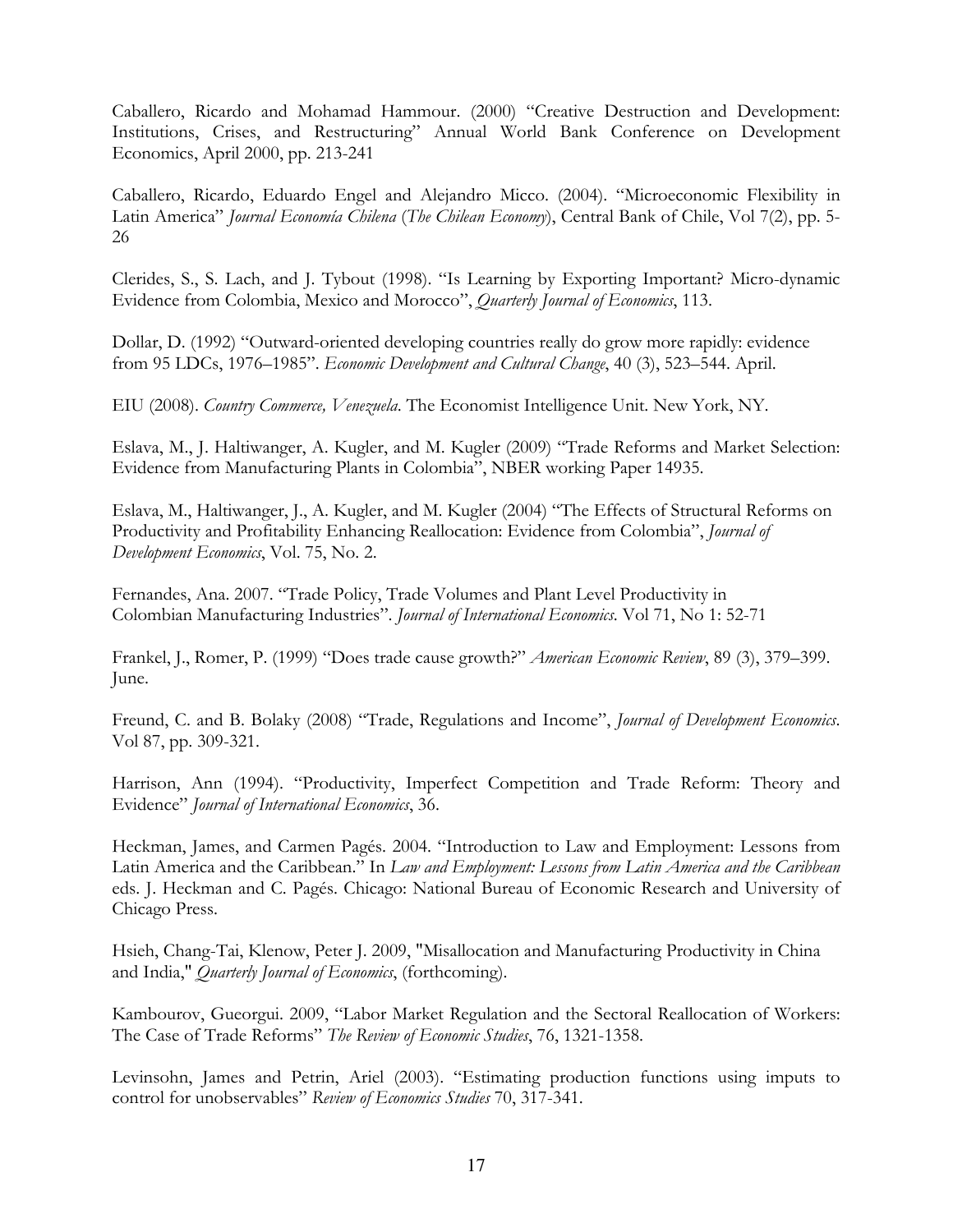Caballero, Ricardo and Mohamad Hammour. (2000) "Creative Destruction and Development: Institutions, Crises, and Restructuring" Annual World Bank Conference on Development Economics, April 2000, pp. 213-241

Caballero, Ricardo, Eduardo Engel and Alejandro Micco. (2004). "Microeconomic Flexibility in Latin America" *Journal Economía Chilena* (*The Chilean Economy*), Central Bank of Chile, Vol 7(2), pp. 5-26

Clerides, S., S. Lach, and J. Tybout (1998). "Is Learning by Exporting Important? Micro-dynamic Evidence from Colombia, Mexico and Morocco", *Quarterly Journal of Economics*, 113.

Dollar, D. (1992) "Outward-oriented developing countries really do grow more rapidly: evidence from 95 LDCs, 1976–1985". *Economic Development and Cultural Change*, 40 (3), 523–544. April.

EIU (2008). *Country Commerce, Venezuela*. The Economist Intelligence Unit. New York, NY.

Eslava, M., J. Haltiwanger, A. Kugler, and M. Kugler (2009) "Trade Reforms and Market Selection: Evidence from Manufacturing Plants in Colombia", NBER working Paper 14935.

Eslava, M., Haltiwanger, J., A. Kugler, and M. Kugler (2004) "The Effects of Structural Reforms on Productivity and Profitability Enhancing Reallocation: Evidence from Colombia", *Journal of Development Economics*, Vol. 75, No. 2.

Fernandes, Ana. 2007. "Trade Policy, Trade Volumes and Plant Level Productivity in Colombian Manufacturing Industries". *Journal of International Economics*. Vol 71, No 1: 52-71

Frankel, J., Romer, P. (1999) "Does trade cause growth?" *American Economic Review*, 89 (3), 379–399. June.

Freund, C. and B. Bolaky (2008) "Trade, Regulations and Income", *Journal of Development Economics*. Vol 87, pp. 309-321.

Harrison, Ann (1994). "Productivity, Imperfect Competition and Trade Reform: Theory and Evidence" *Journal of International Economics*, 36.

Heckman, James, and Carmen Pagés. 2004. "Introduction to Law and Employment: Lessons from Latin America and the Caribbean." In *Law and Employment: Lessons from Latin America and the Caribbean* eds. J. Heckman and C. Pagés. Chicago: National Bureau of Economic Research and University of Chicago Press.

Hsieh, Chang-Tai, Klenow, Peter J. 2009, "Misallocation and Manufacturing Productivity in China and India," *Quarterly Journal of Economics*, (forthcoming).

Kambourov, Gueorgui. 2009, "Labor Market Regulation and the Sectoral Reallocation of Workers: The Case of Trade Reforms" *The Review of Economic Studies*, 76, 1321-1358.

Levinsohn, James and Petrin, Ariel (2003). "Estimating production functions using imputs to control for unobservables" *Review of Economics Studies* 70, 317-341.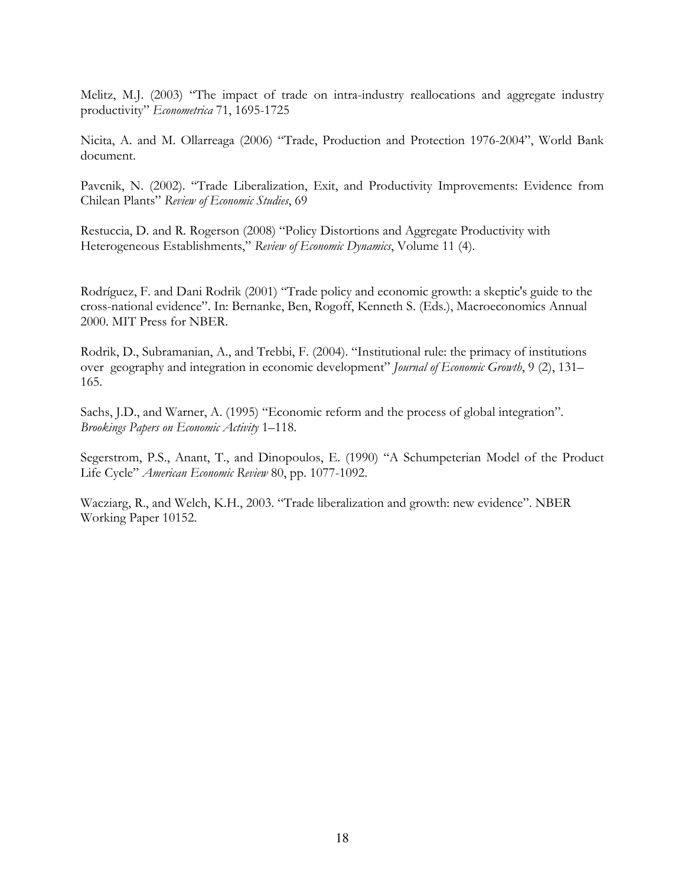Melitz, M.J. (2003) "The impact of trade on intra-industry reallocations and aggregate industry productivity" *Econometrica* 71, 1695-1725

Nicita, A. and M. Ollarreaga (2006) "Trade, Production and Protection 1976-2004", World Bank document.

Pavcnik, N. (2002). "Trade Liberalization, Exit, and Productivity Improvements: Evidence from Chilean Plants" *Review of Economic Studies*, 69

Restuccia, D. and R. Rogerson (2008) "Policy Distortions and Aggregate Productivity with Heterogeneous Establishments," *Review of Economic Dynamics*, Volume 11 (4).

Rodríguez, F. and Dani Rodrik (2001) "Trade policy and economic growth: a skeptic's guide to the cross-national evidence". In: Bernanke, Ben, Rogoff, Kenneth S. (Eds.), Macroeconomics Annual 2000. MIT Press for NBER.

Rodrik, D., Subramanian, A., and Trebbi, F. (2004). "Institutional rule: the primacy of institutions over geography and integration in economic development" *Journal of Economic Growth*, 9 (2), 131–165.

Sachs, J.D., and Warner, A. (1995) "Economic reform and the process of global integration". *Brookings Papers on Economic Activity* 1–118.

Segerstrom, P.S., Anant, T., and Dinopoulos, E. (1990) "A Schumpeterian Model of the Product Life Cycle" *American Economic Review* 80, pp. 1077-1092.

Wacziarg, R., and Welch, K.H., 2003. "Trade liberalization and growth: new evidence". NBER Working Paper 10152.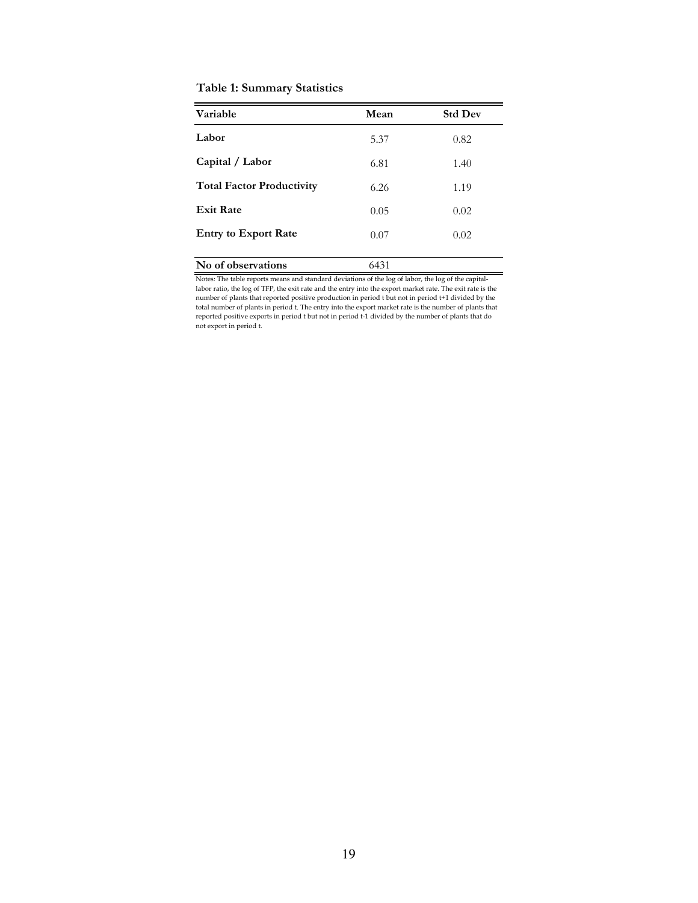**Table 1: Summary Statistics**

| Variable | Mean | Std Dev |
|---|---|---|
| **Labor** | 5.37 | 0.82 |
| **Capital / Labor** | 6.81 | 1.40 |
| **Total Factor Productivity** | 6.26 | 1.19 |
| **Exit Rate** | 0.05 | 0.02 |
| **Entry to Export Rate** | 0.07 | 0.02 |
| **No of observations** | 6431 | |

Notes: The table reports means and standard deviations of the log of labor, the log of the capital-labor ratio, the log of TFP, the exit rate and the entry into the export market rate. The exit rate is the number of plants that reported positive production in period t but not in period t+1 divided by the total number of plants in period t. The entry into the export market rate is the number of plants that reported positive exports in period t but not in period t-1 divided by the number of plants that do not export in period t.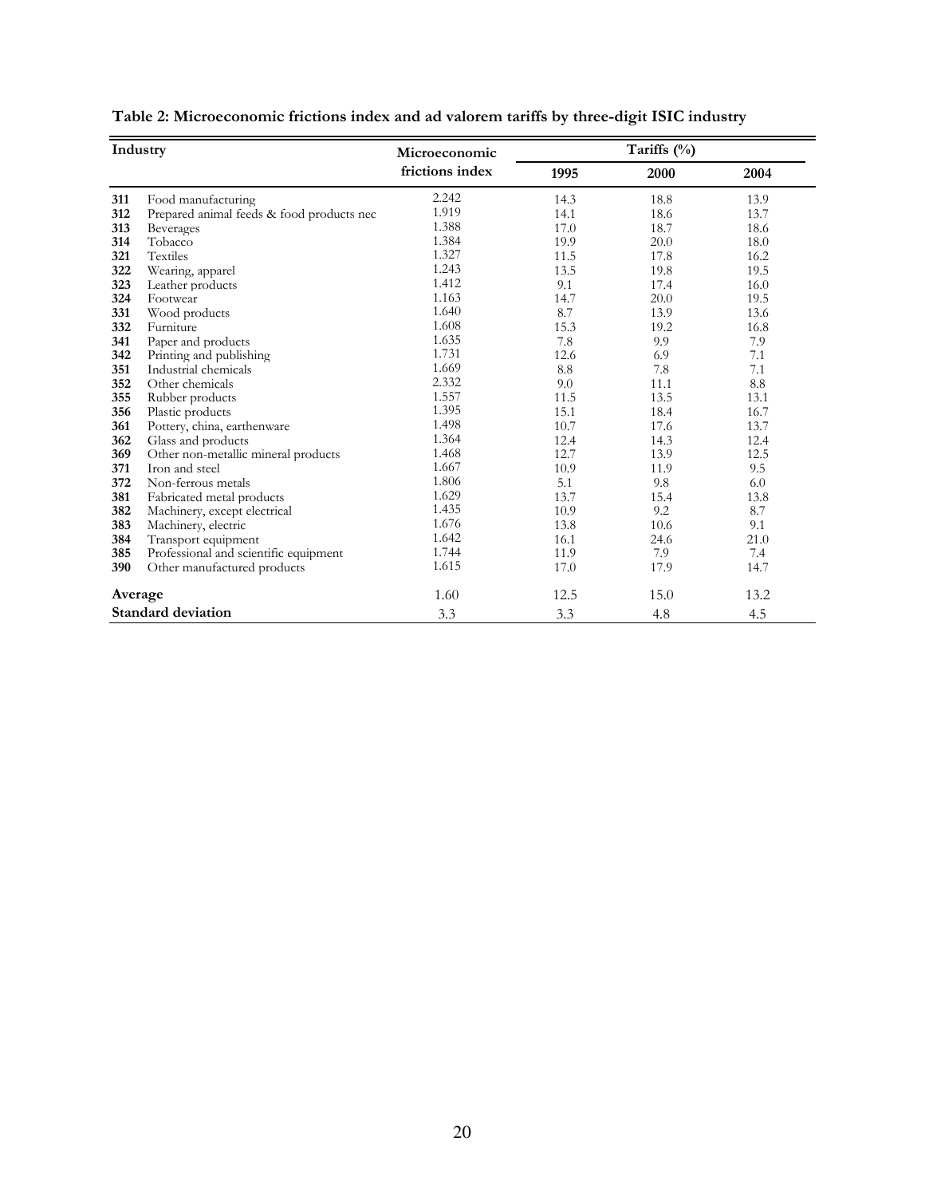**Table 2: Microeconomic frictions index and ad valorem tariffs by three-digit ISIC industry**

| Industry | | Microeconomic frictions index | Tariffs (%) | | |
|---|---|---|---|---|---|
| | | | 1995 | 2000 | 2004 |
| **311** | Food manufacturing | 2.242 | 14.3 | 18.8 | 13.9 |
| **312** | Prepared animal feeds & food products nec | 1.919 | 14.1 | 18.6 | 13.7 |
| **313** | Beverages | 1.388 | 17.0 | 18.7 | 18.6 |
| **314** | Tobacco | 1.384 | 19.9 | 20.0 | 18.0 |
| **321** | Textiles | 1.327 | 11.5 | 17.8 | 16.2 |
| **322** | Wearing, apparel | 1.243 | 13.5 | 19.8 | 19.5 |
| **323** | Leather products | 1.412 | 9.1 | 17.4 | 16.0 |
| **324** | Footwear | 1.163 | 14.7 | 20.0 | 19.5 |
| **331** | Wood products | 1.640 | 8.7 | 13.9 | 13.6 |
| **332** | Furniture | 1.608 | 15.3 | 19.2 | 16.8 |
| **341** | Paper and products | 1.635 | 7.8 | 9.9 | 7.9 |
| **342** | Printing and publishing | 1.731 | 12.6 | 6.9 | 7.1 |
| **351** | Industrial chemicals | 1.669 | 8.8 | 7.8 | 7.1 |
| **352** | Other chemicals | 2.332 | 9.0 | 11.1 | 8.8 |
| **355** | Rubber products | 1.557 | 11.5 | 13.5 | 13.1 |
| **356** | Plastic products | 1.395 | 15.1 | 18.4 | 16.7 |
| **361** | Pottery, china, earthenware | 1.498 | 10.7 | 17.6 | 13.7 |
| **362** | Glass and products | 1.364 | 12.4 | 14.3 | 12.4 |
| **369** | Other non-metallic mineral products | 1.468 | 12.7 | 13.9 | 12.5 |
| **371** | Iron and steel | 1.667 | 10.9 | 11.9 | 9.5 |
| **372** | Non-ferrous metals | 1.806 | 5.1 | 9.8 | 6.0 |
| **381** | Fabricated metal products | 1.629 | 13.7 | 15.4 | 13.8 |
| **382** | Machinery, except electrical | 1.435 | 10.9 | 9.2 | 8.7 |
| **383** | Machinery, electric | 1.676 | 13.8 | 10.6 | 9.1 |
| **384** | Transport equipment | 1.642 | 16.1 | 24.6 | 21.0 |
| **385** | Professional and scientific equipment | 1.744 | 11.9 | 7.9 | 7.4 |
| **390** | Other manufactured products | 1.615 | 17.0 | 17.9 | 14.7 |
| **Average** | | 1.60 | 12.5 | 15.0 | 13.2 |
| **Standard deviation** | | 3.3 | 3.3 | 4.8 | 4.5 |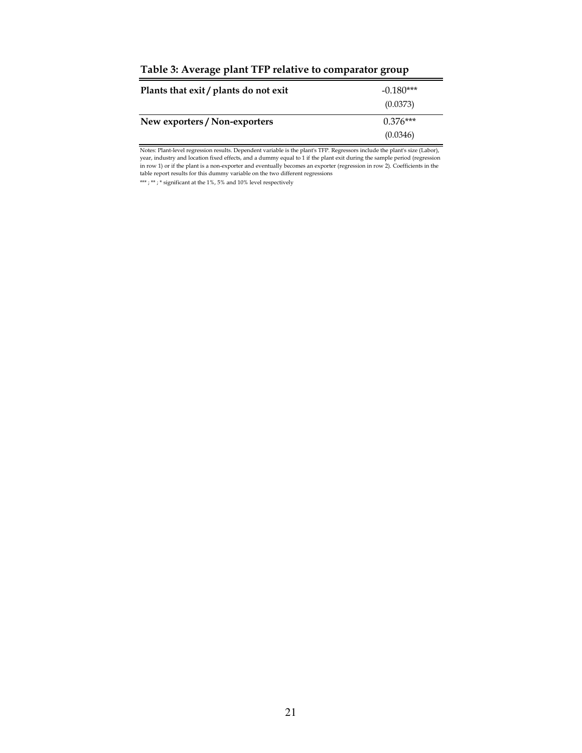**Table 3: Average plant TFP relative to comparator group**

| | |
|---|---|
| **Plants that exit / plants do not exit** | -0.180*** |
| | (0.0373) |
| **New exporters / Non-exporters** | 0.376*** |
| | (0.0346) |

Notes: Plant-level regression results. Dependent variable is the plant's TFP. Regressors include the plant's size (Labor), year, industry and location fixed effects, and a dummy equal to 1 if the plant exit during the sample period (regression in row 1) or if the plant is a non-exporter and eventually becomes an exporter (regression in row 2). Coefficients in the table report results for this dummy variable on the two different regressions

*** ; ** ; * significant at the 1%, 5% and 10% level respectively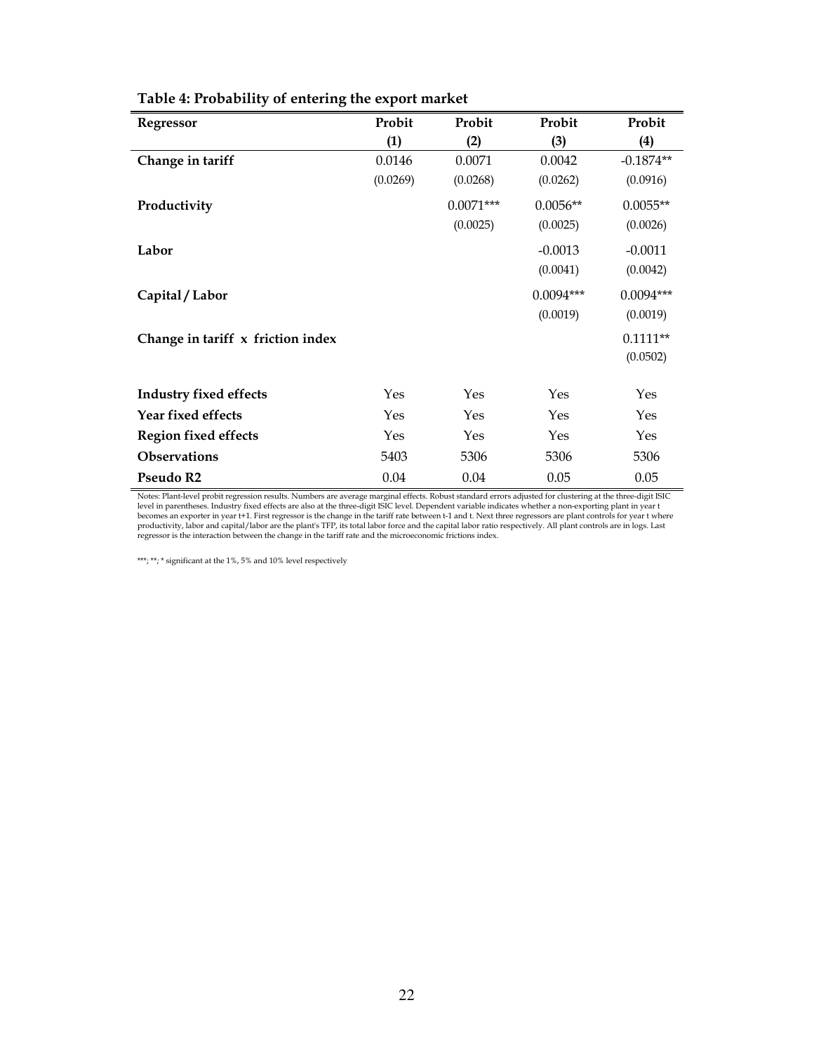**Table 4: Probability of entering the export market**

| Regressor | Probit (1) | Probit (2) | Probit (3) | Probit (4) |
|---|---|---|---|---|
| **Change in tariff** | 0.0146 | 0.0071 | 0.0042 | -0.1874** |
| | (0.0269) | (0.0268) | (0.0262) | (0.0916) |
| **Productivity** | | 0.0071*** | 0.0056** | 0.0055** |
| | | (0.0025) | (0.0025) | (0.0026) |
| **Labor** | | | -0.0013 | -0.0011 |
| | | | (0.0041) | (0.0042) |
| **Capital / Labor** | | | 0.0094*** | 0.0094*** |
| | | | (0.0019) | (0.0019) |
| **Change in tariff x friction index** | | | | 0.1111** |
| | | | | (0.0502) |
| **Industry fixed effects** | Yes | Yes | Yes | Yes |
| **Year fixed effects** | Yes | Yes | Yes | Yes |
| **Region fixed effects** | Yes | Yes | Yes | Yes |
| **Observations** | 5403 | 5306 | 5306 | 5306 |
| **Pseudo R2** | 0.04 | 0.04 | 0.05 | 0.05 |

Notes: Plant-level probit regression results. Numbers are average marginal effects. Robust standard errors adjusted for clustering at the three-digit ISIC level in parentheses. Industry fixed effects are also at the three-digit ISIC level. Dependent variable indicates whether a non-exporting plant in year t becomes an exporter in year t+1. First regressor is the change in the tariff rate between t-1 and t. Next three regressors are plant controls for year t where productivity, labor and capital/labor are the plant's TFP, its total labor force and the capital labor ratio respectively. All plant controls are in logs. Last regressor is the interaction between the change in the tariff rate and the microeconomic frictions index.

***; **; * significant at the 1%, 5% and 10% level respectively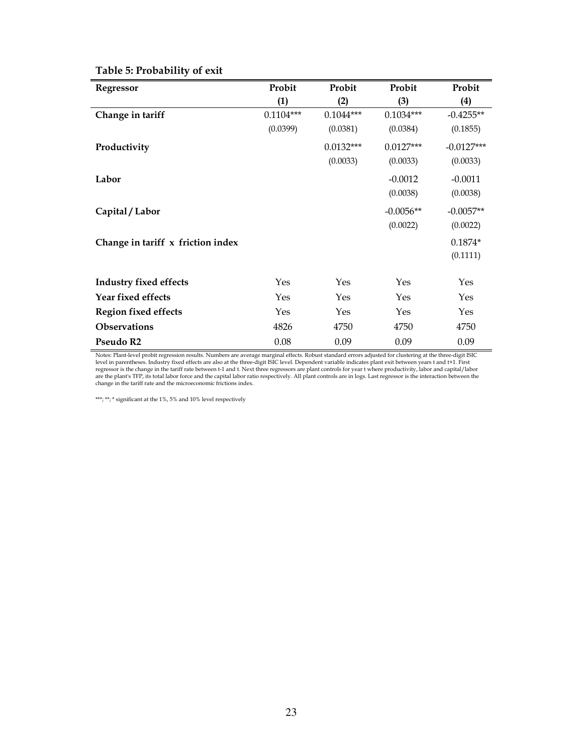**Table 5: Probability of exit**

| Regressor | Probit (1) | Probit (2) | Probit (3) | Probit (4) |
|---|---|---|---|---|
| **Change in tariff** | 0.1104*** | 0.1044*** | 0.1034*** | -0.4255** |
| | (0.0399) | (0.0381) | (0.0384) | (0.1855) |
| **Productivity** | | 0.0132*** | 0.0127*** | -0.0127*** |
| | | (0.0033) | (0.0033) | (0.0033) |
| **Labor** | | | -0.0012 | -0.0011 |
| | | | (0.0038) | (0.0038) |
| **Capital / Labor** | | | -0.0056** | -0.0057** |
| | | | (0.0022) | (0.0022) |
| **Change in tariff x friction index** | | | | 0.1874* |
| | | | | (0.1111) |
| **Industry fixed effects** | Yes | Yes | Yes | Yes |
| **Year fixed effects** | Yes | Yes | Yes | Yes |
| **Region fixed effects** | Yes | Yes | Yes | Yes |
| **Observations** | 4826 | 4750 | 4750 | 4750 |
| **Pseudo R2** | 0.08 | 0.09 | 0.09 | 0.09 |

Notes: Plant-level probit regression results. Numbers are average marginal effects. Robust standard errors adjusted for clustering at the three-digit ISIC level in parentheses. Industry fixed effects are also at the three-digit ISIC level. Dependent variable indicates plant exit between years t and t+1. First regressor is the change in the tariff rate between t-1 and t. Next three regressors are plant controls for year t where productivity, labor and capital/labor are the plant's TFP, its total labor force and the capital labor ratio respectively. All plant controls are in logs. Last regressor is the interaction between the change in the tariff rate and the microeconomic frictions index.

***; **; * significant at the 1%, 5% and 10% level respectively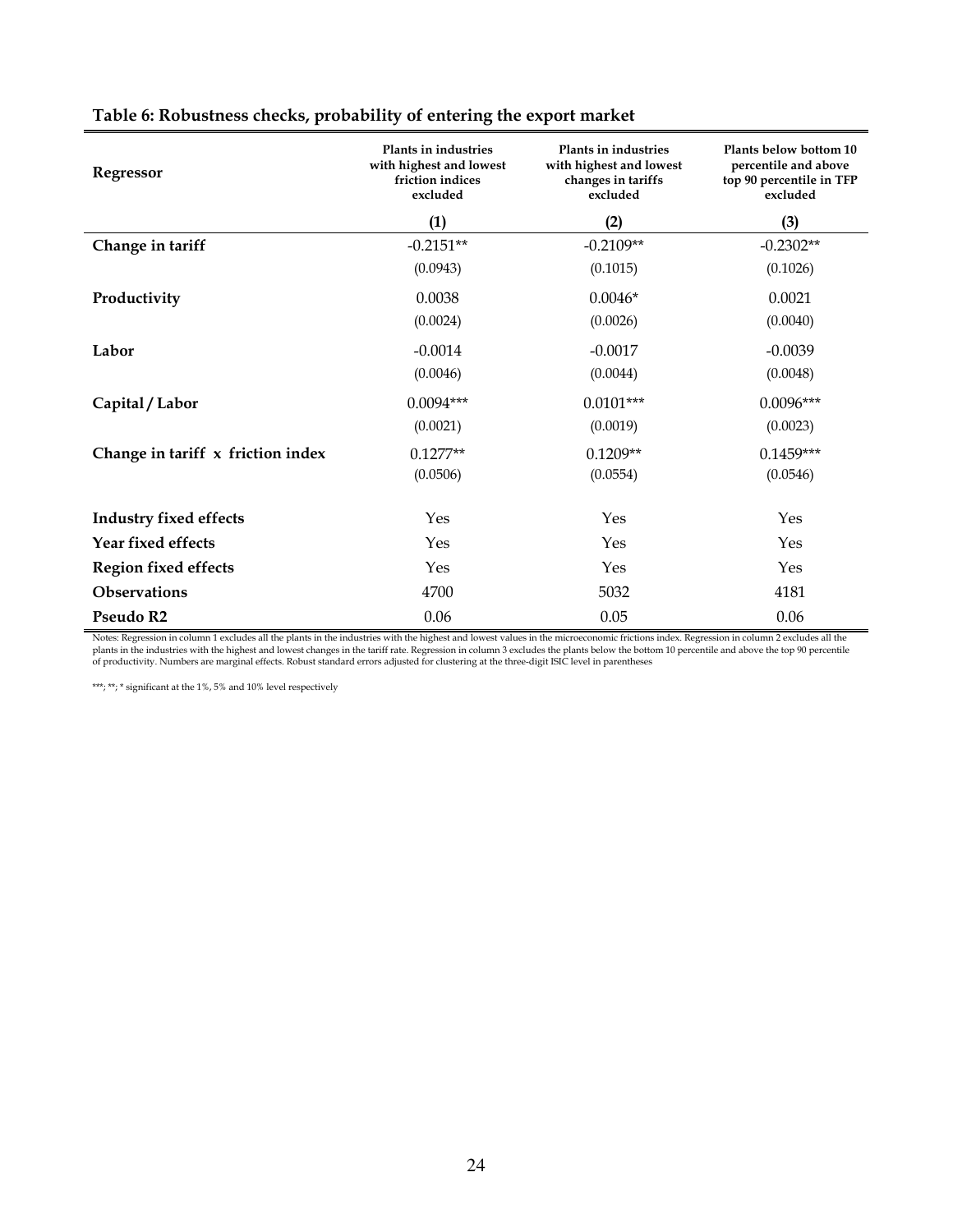**Table 6: Robustness checks, probability of entering the export market**

| Regressor | Plants in industries with highest and lowest friction indices excluded | Plants in industries with highest and lowest changes in tariffs excluded | Plants below bottom 10 percentile and above top 90 percentile in TFP excluded |
|---|---|---|---|
| | (1) | (2) | (3) |
| **Change in tariff** | -0.2151** | -0.2109** | -0.2302** |
| | (0.0943) | (0.1015) | (0.1026) |
| **Productivity** | 0.0038 | 0.0046* | 0.0021 |
| | (0.0024) | (0.0026) | (0.0040) |
| **Labor** | -0.0014 | -0.0017 | -0.0039 |
| | (0.0046) | (0.0044) | (0.0048) |
| **Capital / Labor** | 0.0094*** | 0.0101*** | 0.0096*** |
| | (0.0021) | (0.0019) | (0.0023) |
| **Change in tariff x friction index** | 0.1277** | 0.1209** | 0.1459*** |
| | (0.0506) | (0.0554) | (0.0546) |
| **Industry fixed effects** | Yes | Yes | Yes |
| **Year fixed effects** | Yes | Yes | Yes |
| **Region fixed effects** | Yes | Yes | Yes |
| **Observations** | 4700 | 5032 | 4181 |
| **Pseudo R2** | 0.06 | 0.05 | 0.06 |

Notes: Regression in column 1 excludes all the plants in the industries with the highest and lowest values in the microeconomic frictions index. Regression in column 2 excludes all the plants in the industries with the highest and lowest changes in the tariff rate. Regression in column 3 excludes the plants below the bottom 10 percentile and above the top 90 percentile of productivity. Numbers are marginal effects. Robust standard errors adjusted for clustering at the three-digit ISIC level in parentheses

***; **; * significant at the 1%, 5% and 10% level respectively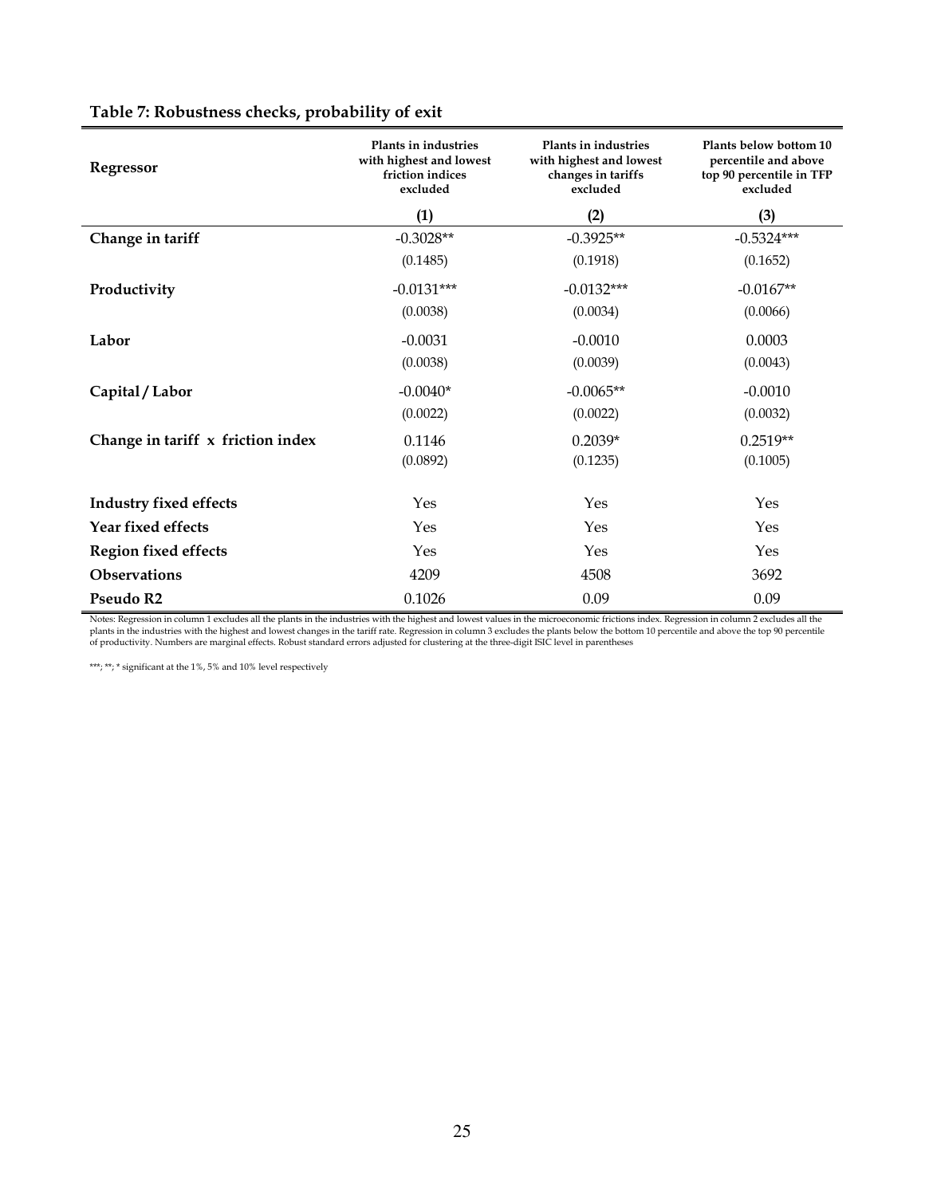**Table 7: Robustness checks, probability of exit**

| Regressor | Plants in industries with highest and lowest friction indices excluded | Plants in industries with highest and lowest changes in tariffs excluded | Plants below bottom 10 percentile and above top 90 percentile in TFP excluded |
|---|---|---|---|
| | (1) | (2) | (3) |
| **Change in tariff** | -0.3028** | -0.3925** | -0.5324*** |
| | (0.1485) | (0.1918) | (0.1652) |
| **Productivity** | -0.0131*** | -0.0132*** | -0.0167** |
| | (0.0038) | (0.0034) | (0.0066) |
| **Labor** | -0.0031 | -0.0010 | 0.0003 |
| | (0.0038) | (0.0039) | (0.0043) |
| **Capital / Labor** | -0.0040* | -0.0065** | -0.0010 |
| | (0.0022) | (0.0022) | (0.0032) |
| **Change in tariff x friction index** | 0.1146 | 0.2039* | 0.2519** |
| | (0.0892) | (0.1235) | (0.1005) |
| **Industry fixed effects** | Yes | Yes | Yes |
| **Year fixed effects** | Yes | Yes | Yes |
| **Region fixed effects** | Yes | Yes | Yes |
| **Observations** | 4209 | 4508 | 3692 |
| **Pseudo R2** | 0.1026 | 0.09 | 0.09 |

Notes: Regression in column 1 excludes all the plants in the industries with the highest and lowest values in the microeconomic frictions index. Regression in column 2 excludes all the plants in the industries with the highest and lowest changes in the tariff rate. Regression in column 3 excludes the plants below the bottom 10 percentile and above the top 90 percentile of productivity. Numbers are marginal effects. Robust standard errors adjusted for clustering at the three-digit ISIC level in parentheses

***; **; * significant at the 1%, 5% and 10% level respectively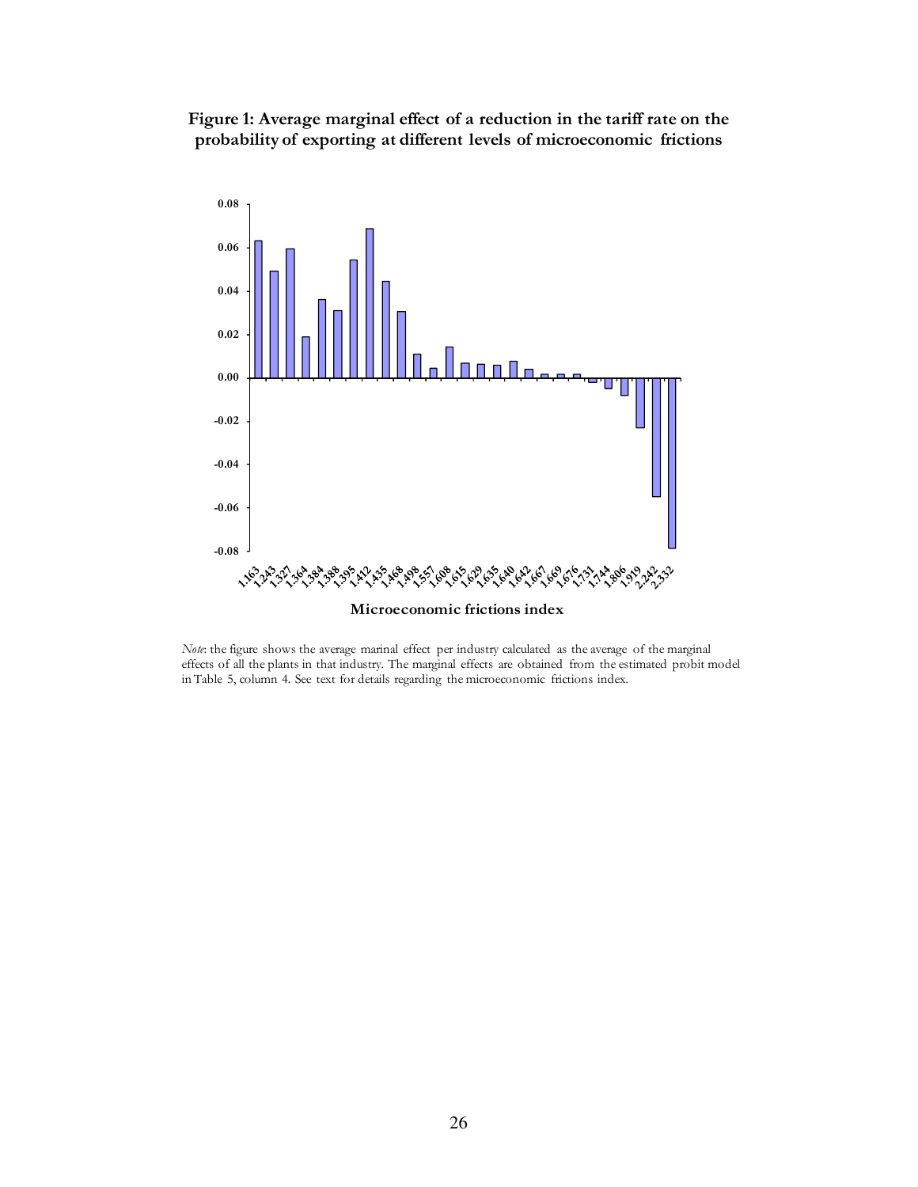**Figure 1: Average marginal effect of a reduction in the tariff rate on the probability of exporting at different levels of microeconomic frictions**

*Note*: the figure shows the average marinal effect per industry calculated as the average of the marginal effects of all the plants in that industry. The marginal effects are obtained from the estimated probit model in Table 5, column 4. See text for details regarding the microeconomic frictions index.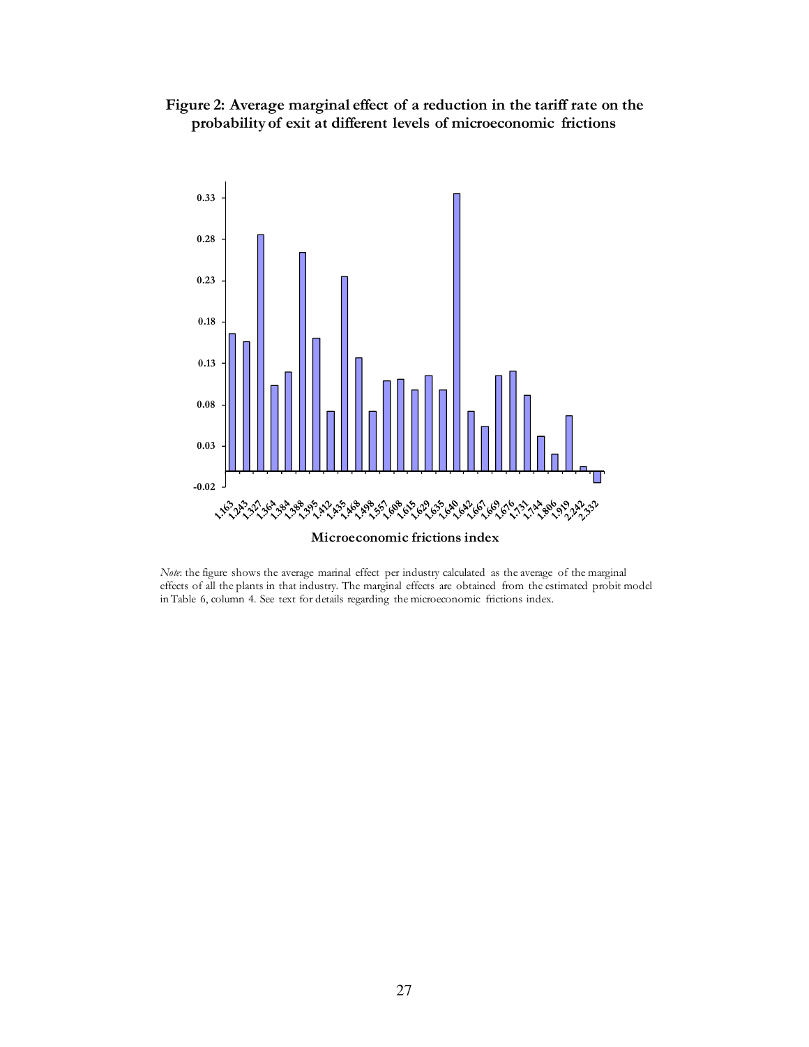**Figure 2: Average marginal effect of a reduction in the tariff rate on the probability of exit at different levels of microeconomic frictions**

0.33
0.28
0.23
0.18
0.13
0.08
0.03
-0.02

1.163 1.243 1.327 1.364 1.384 1.388 1.395 1.412 1.435 1.468 1.498 1.557 1.608 1.615 1.629 1.635 1.640 1.642 1.667 1.669 1.676 1.731 1.744 1.806 1.919 2.242 2.332

Microeconomic frictions index

*Note*: the figure shows the average marinal effect per industry calculated as the average of the marginal effects of all the plants in that industry. The marginal effects are obtained from the estimated probit model in Table 6, column 4. See text for details regarding the microeconomic frictions index.